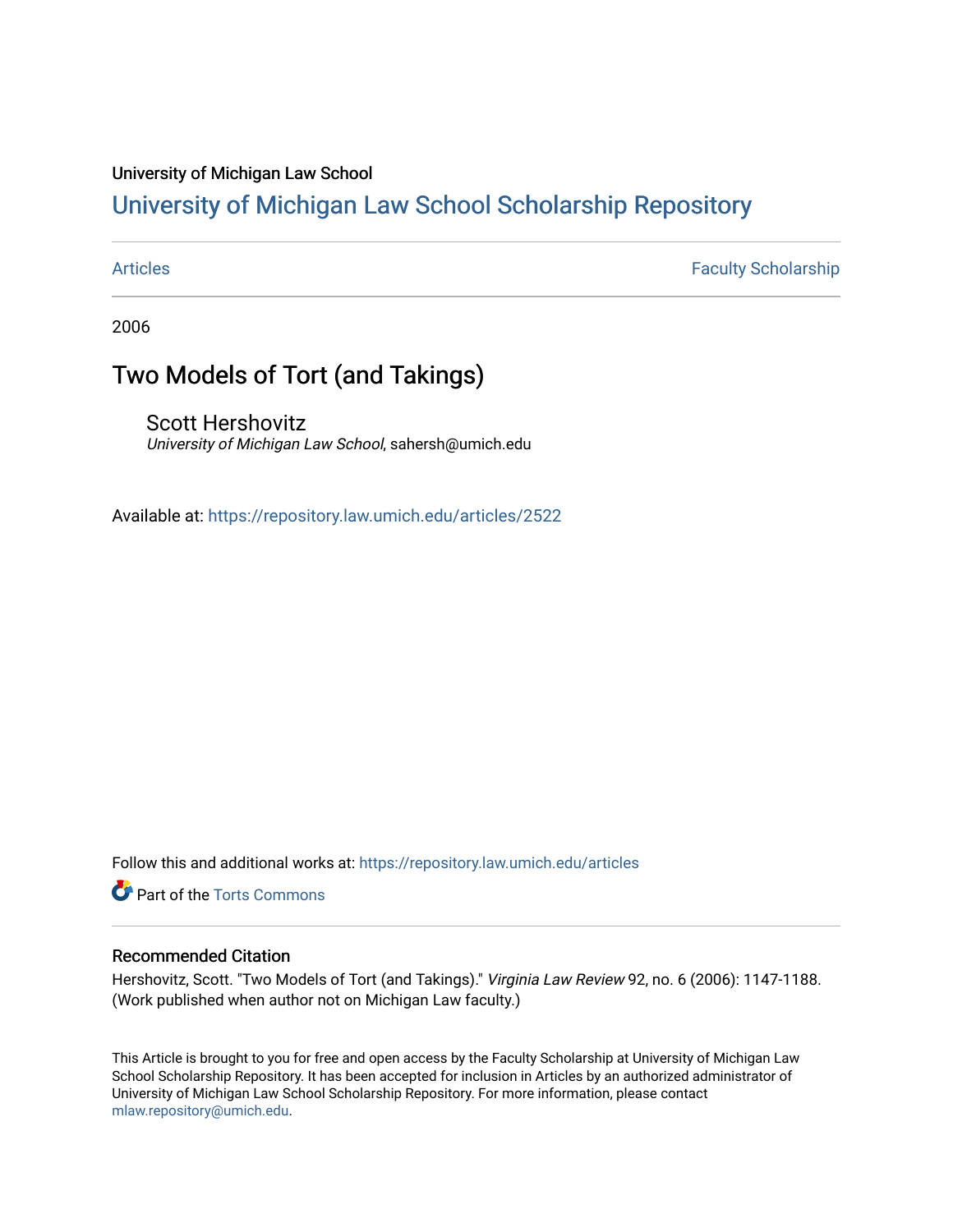University of Michigan Law School

# University of Michigan Law School Scholarship Repository

Articles | Faculty Scholarship

2006

## Two Models of Tort (and Takings)

Scott Hershovitz
*University of Michigan Law School*, sahersh@umich.edu

Available at: https://repository.law.umich.edu/articles/2522

Follow this and additional works at: https://repository.law.umich.edu/articles

Part of the Torts Commons

### Recommended Citation

Hershovitz, Scott. "Two Models of Tort (and Takings)." *Virginia Law Review* 92, no. 6 (2006): 1147-1188. (Work published when author not on Michigan Law faculty.)

This Article is brought to you for free and open access by the Faculty Scholarship at University of Michigan Law School Scholarship Repository. It has been accepted for inclusion in Articles by an authorized administrator of University of Michigan Law School Scholarship Repository. For more information, please contact mlaw.repository@umich.edu.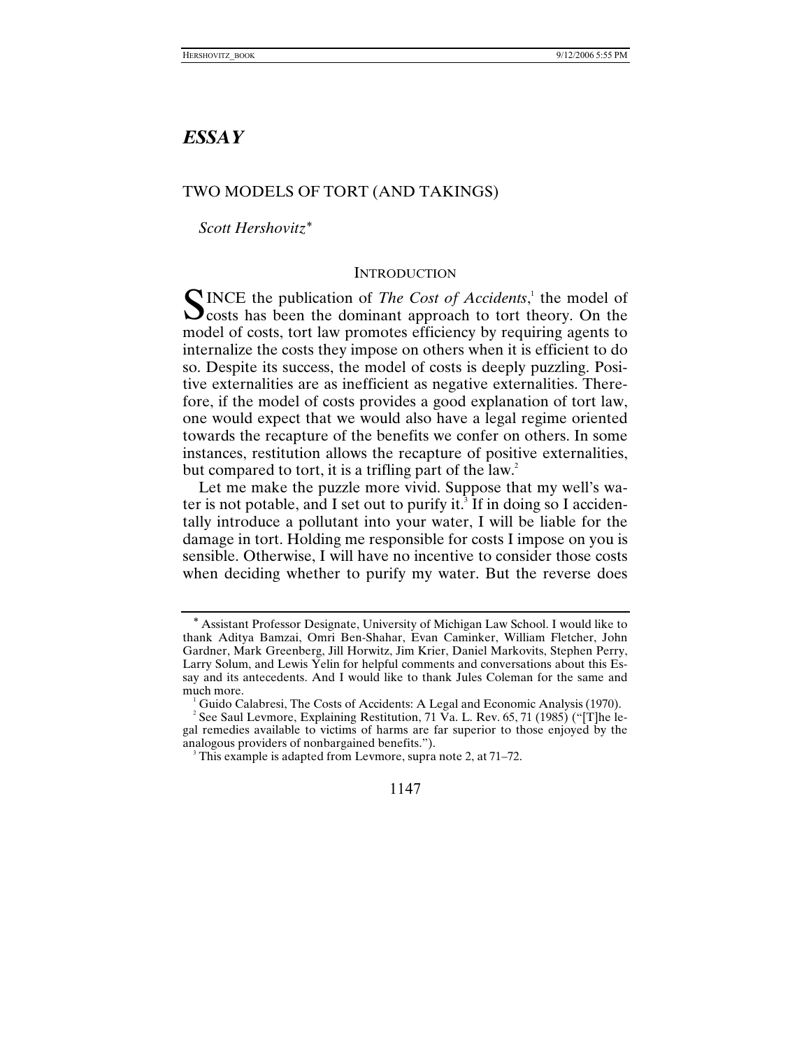## *ESSAY*

### TWO MODELS OF TORT (AND TAKINGS)

*Scott Hershovitz*[*]

#### INTRODUCTION

SINCE the publication of *The Cost of Accidents*,[1] the model of costs has been the dominant approach to tort theory. On the model of costs, tort law promotes efficiency by requiring agents to internalize the costs they impose on others when it is efficient to do so. Despite its success, the model of costs is deeply puzzling. Positive externalities are as inefficient as negative externalities. Therefore, if the model of costs provides a good explanation of tort law, one would expect that we would also have a legal regime oriented towards the recapture of the benefits we confer on others. In some instances, restitution allows the recapture of positive externalities, but compared to tort, it is a trifling part of the law.[2]

Let me make the puzzle more vivid. Suppose that my well's water is not potable, and I set out to purify it.[3] If in doing so I accidentally introduce a pollutant into your water, I will be liable for the damage in tort. Holding me responsible for costs I impose on you is sensible. Otherwise, I will have no incentive to consider those costs when deciding whether to purify my water. But the reverse does

---

[*] Assistant Professor Designate, University of Michigan Law School. I would like to thank Aditya Bamzai, Omri Ben-Shahar, Evan Caminker, William Fletcher, John Gardner, Mark Greenberg, Jill Horwitz, Jim Krier, Daniel Markovits, Stephen Perry, Larry Solum, and Lewis Yelin for helpful comments and conversations about this Essay and its antecedents. And I would like to thank Jules Coleman for the same and much more.

[1] Guido Calabresi, The Costs of Accidents: A Legal and Economic Analysis (1970).

[2] See Saul Levmore, Explaining Restitution, 71 Va. L. Rev. 65, 71 (1985) ("[T]he legal remedies available to victims of harms are far superior to those enjoyed by the analogous providers of nonbargained benefits.").

[3] This example is adapted from Levmore, supra note 2, at 71–72.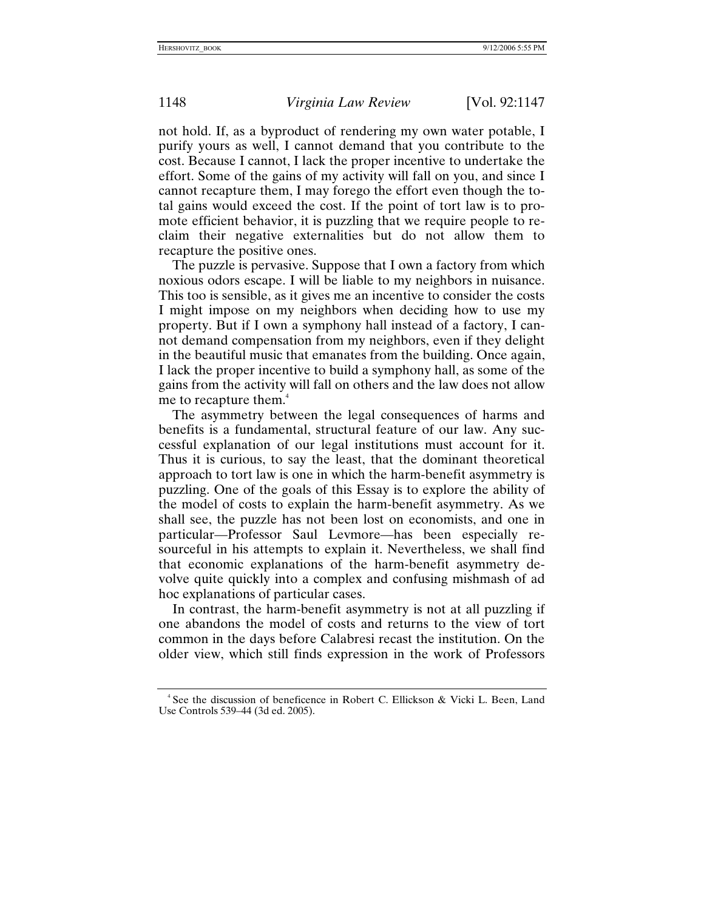not hold. If, as a byproduct of rendering my own water potable, I purify yours as well, I cannot demand that you contribute to the cost. Because I cannot, I lack the proper incentive to undertake the effort. Some of the gains of my activity will fall on you, and since I cannot recapture them, I may forego the effort even though the total gains would exceed the cost. If the point of tort law is to promote efficient behavior, it is puzzling that we require people to reclaim their negative externalities but do not allow them to recapture the positive ones.

The puzzle is pervasive. Suppose that I own a factory from which noxious odors escape. I will be liable to my neighbors in nuisance. This too is sensible, as it gives me an incentive to consider the costs I might impose on my neighbors when deciding how to use my property. But if I own a symphony hall instead of a factory, I cannot demand compensation from my neighbors, even if they delight in the beautiful music that emanates from the building. Once again, I lack the proper incentive to build a symphony hall, as some of the gains from the activity will fall on others and the law does not allow me to recapture them.[4]

The asymmetry between the legal consequences of harms and benefits is a fundamental, structural feature of our law. Any successful explanation of our legal institutions must account for it. Thus it is curious, to say the least, that the dominant theoretical approach to tort law is one in which the harm-benefit asymmetry is puzzling. One of the goals of this Essay is to explore the ability of the model of costs to explain the harm-benefit asymmetry. As we shall see, the puzzle has not been lost on economists, and one in particular—Professor Saul Levmore—has been especially resourceful in his attempts to explain it. Nevertheless, we shall find that economic explanations of the harm-benefit asymmetry devolve quite quickly into a complex and confusing mishmash of ad hoc explanations of particular cases.

In contrast, the harm-benefit asymmetry is not at all puzzling if one abandons the model of costs and returns to the view of tort common in the days before Calabresi recast the institution. On the older view, which still finds expression in the work of Professors

[4] See the discussion of beneficence in Robert C. Ellickson & Vicki L. Been, Land Use Controls 539–44 (3d ed. 2005).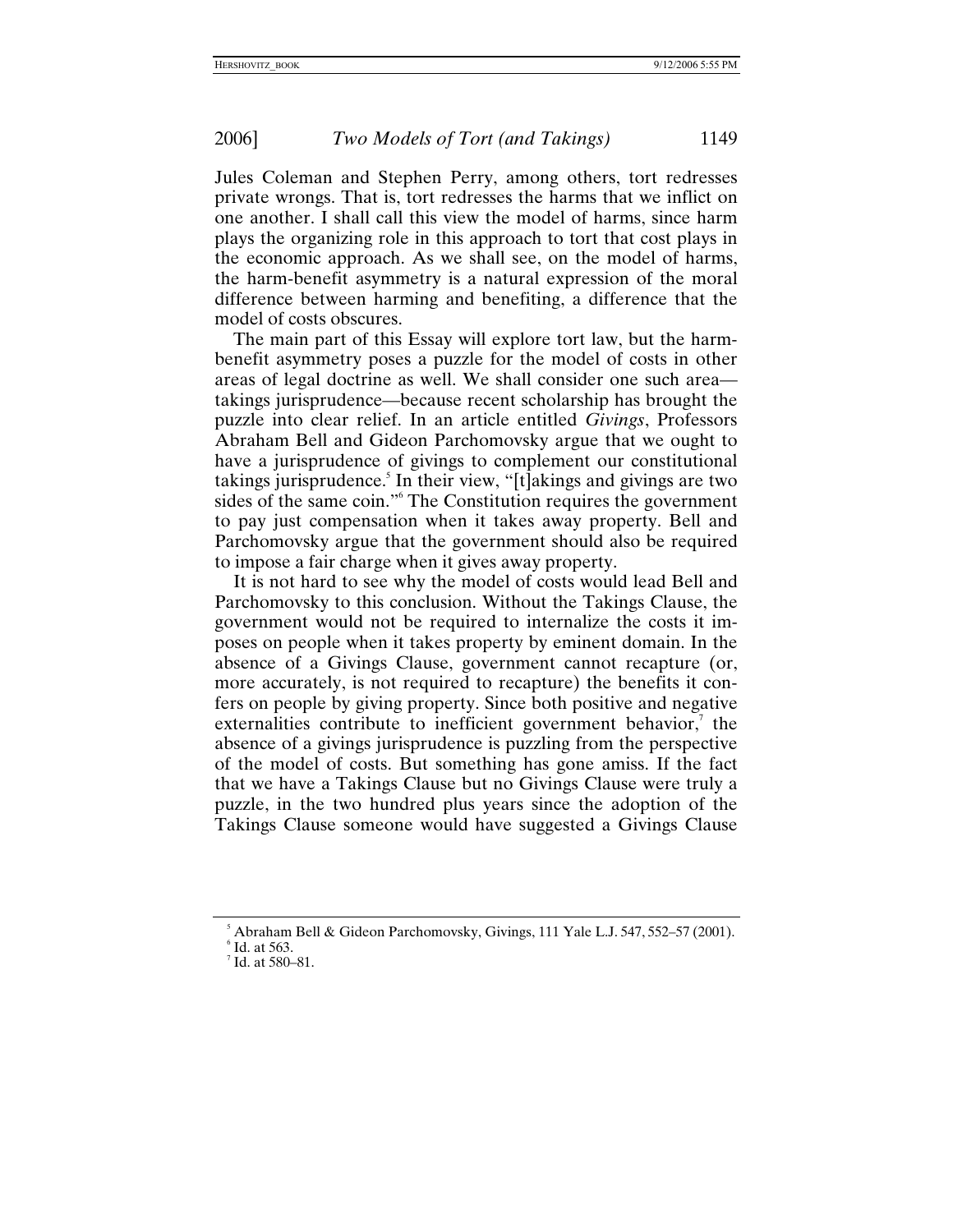Jules Coleman and Stephen Perry, among others, tort redresses private wrongs. That is, tort redresses the harms that we inflict on one another. I shall call this view the model of harms, since harm plays the organizing role in this approach to tort that cost plays in the economic approach. As we shall see, on the model of harms, the harm-benefit asymmetry is a natural expression of the moral difference between harming and benefiting, a difference that the model of costs obscures.

The main part of this Essay will explore tort law, but the harm-benefit asymmetry poses a puzzle for the model of costs in other areas of legal doctrine as well. We shall consider one such area—takings jurisprudence—because recent scholarship has brought the puzzle into clear relief. In an article entitled *Givings*, Professors Abraham Bell and Gideon Parchomovsky argue that we ought to have a jurisprudence of givings to complement our constitutional takings jurisprudence.[5] In their view, "[t]akings and givings are two sides of the same coin."[6] The Constitution requires the government to pay just compensation when it takes away property. Bell and Parchomovsky argue that the government should also be required to impose a fair charge when it gives away property.

It is not hard to see why the model of costs would lead Bell and Parchomovsky to this conclusion. Without the Takings Clause, the government would not be required to internalize the costs it imposes on people when it takes property by eminent domain. In the absence of a Givings Clause, government cannot recapture (or, more accurately, is not required to recapture) the benefits it confers on people by giving property. Since both positive and negative externalities contribute to inefficient government behavior,[7] the absence of a givings jurisprudence is puzzling from the perspective of the model of costs. But something has gone amiss. If the fact that we have a Takings Clause but no Givings Clause were truly a puzzle, in the two hundred plus years since the adoption of the Takings Clause someone would have suggested a Givings Clause

---

[5] Abraham Bell & Gideon Parchomovsky, Givings, 111 Yale L.J. 547, 552–57 (2001).

[6] Id. at 563.

[7] Id. at 580–81.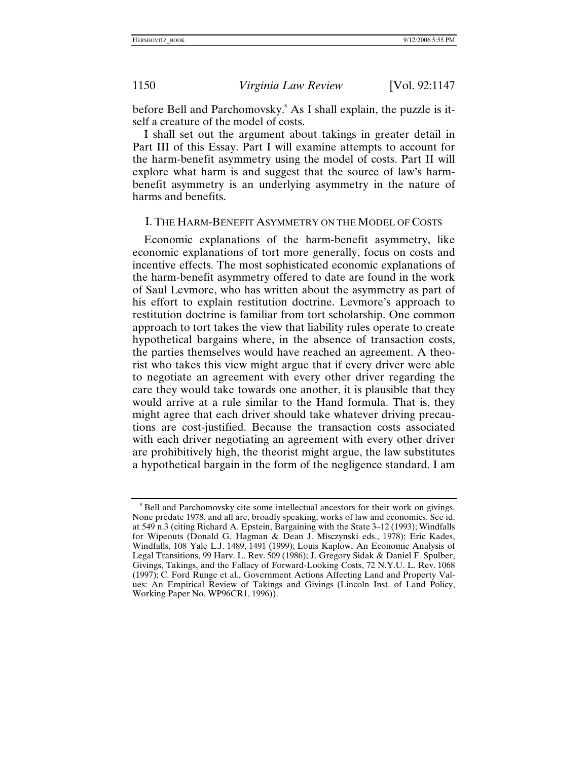before Bell and Parchomovsky.[8] As I shall explain, the puzzle is itself a creature of the model of costs.

I shall set out the argument about takings in greater detail in Part III of this Essay. Part I will examine attempts to account for the harm-benefit asymmetry using the model of costs. Part II will explore what harm is and suggest that the source of law's harm-benefit asymmetry is an underlying asymmetry in the nature of harms and benefits.

## I. THE HARM-BENEFIT ASYMMETRY ON THE MODEL OF COSTS

Economic explanations of the harm-benefit asymmetry, like economic explanations of tort more generally, focus on costs and incentive effects. The most sophisticated economic explanations of the harm-benefit asymmetry offered to date are found in the work of Saul Levmore, who has written about the asymmetry as part of his effort to explain restitution doctrine. Levmore's approach to restitution doctrine is familiar from tort scholarship. One common approach to tort takes the view that liability rules operate to create hypothetical bargains where, in the absence of transaction costs, the parties themselves would have reached an agreement. A theorist who takes this view might argue that if every driver were able to negotiate an agreement with every other driver regarding the care they would take towards one another, it is plausible that they would arrive at a rule similar to the Hand formula. That is, they might agree that each driver should take whatever driving precautions are cost-justified. Because the transaction costs associated with each driver negotiating an agreement with every other driver are prohibitively high, the theorist might argue, the law substitutes a hypothetical bargain in the form of the negligence standard. I am

---

[8] Bell and Parchomovsky cite some intellectual ancestors for their work on givings. None predate 1978, and all are, broadly speaking, works of law and economics. See id. at 549 n.3 (citing Richard A. Epstein, Bargaining with the State 3–12 (1993); Windfalls for Wipeouts (Donald G. Hagman & Dean J. Misczynski eds., 1978); Eric Kades, Windfalls, 108 Yale L.J. 1489, 1491 (1999); Louis Kaplow, An Economic Analysis of Legal Transitions, 99 Harv. L. Rev. 509 (1986); J. Gregory Sidak & Daniel F. Spulber, Givings, Takings, and the Fallacy of Forward-Looking Costs, 72 N.Y.U. L. Rev. 1068 (1997); C. Ford Runge et al., Government Actions Affecting Land and Property Values: An Empirical Review of Takings and Givings (Lincoln Inst. of Land Policy, Working Paper No. WP96CR1, 1996)).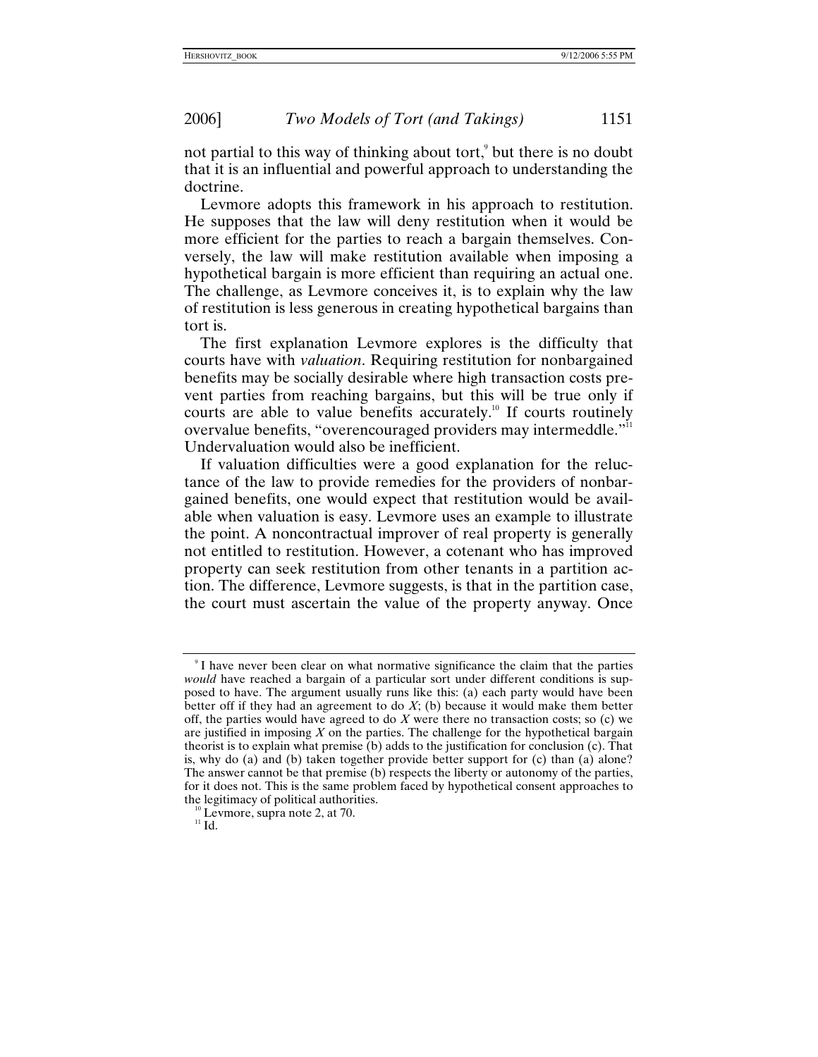not partial to this way of thinking about tort,[9] but there is no doubt that it is an influential and powerful approach to understanding the doctrine.

Levmore adopts this framework in his approach to restitution. He supposes that the law will deny restitution when it would be more efficient for the parties to reach a bargain themselves. Conversely, the law will make restitution available when imposing a hypothetical bargain is more efficient than requiring an actual one. The challenge, as Levmore conceives it, is to explain why the law of restitution is less generous in creating hypothetical bargains than tort is.

The first explanation Levmore explores is the difficulty that courts have with *valuation*. Requiring restitution for nonbargained benefits may be socially desirable where high transaction costs prevent parties from reaching bargains, but this will be true only if courts are able to value benefits accurately.[10] If courts routinely overvalue benefits, "overencouraged providers may intermeddle."[11] Undervaluation would also be inefficient.

If valuation difficulties were a good explanation for the reluctance of the law to provide remedies for the providers of nonbargained benefits, one would expect that restitution would be available when valuation is easy. Levmore uses an example to illustrate the point. A noncontractual improver of real property is generally not entitled to restitution. However, a cotenant who has improved property can seek restitution from other tenants in a partition action. The difference, Levmore suggests, is that in the partition case, the court must ascertain the value of the property anyway. Once

---

[9] I have never been clear on what normative significance the claim that the parties *would* have reached a bargain of a particular sort under different conditions is supposed to have. The argument usually runs like this: (a) each party would have been better off if they had an agreement to do *X*; (b) because it would make them better off, the parties would have agreed to do *X* were there no transaction costs; so (c) we are justified in imposing *X* on the parties. The challenge for the hypothetical bargain theorist is to explain what premise (b) adds to the justification for conclusion (c). That is, why do (a) and (b) taken together provide better support for (c) than (a) alone? The answer cannot be that premise (b) respects the liberty or autonomy of the parties, for it does not. This is the same problem faced by hypothetical consent approaches to the legitimacy of political authorities.

[10] Levmore, supra note 2, at 70.

[11] Id.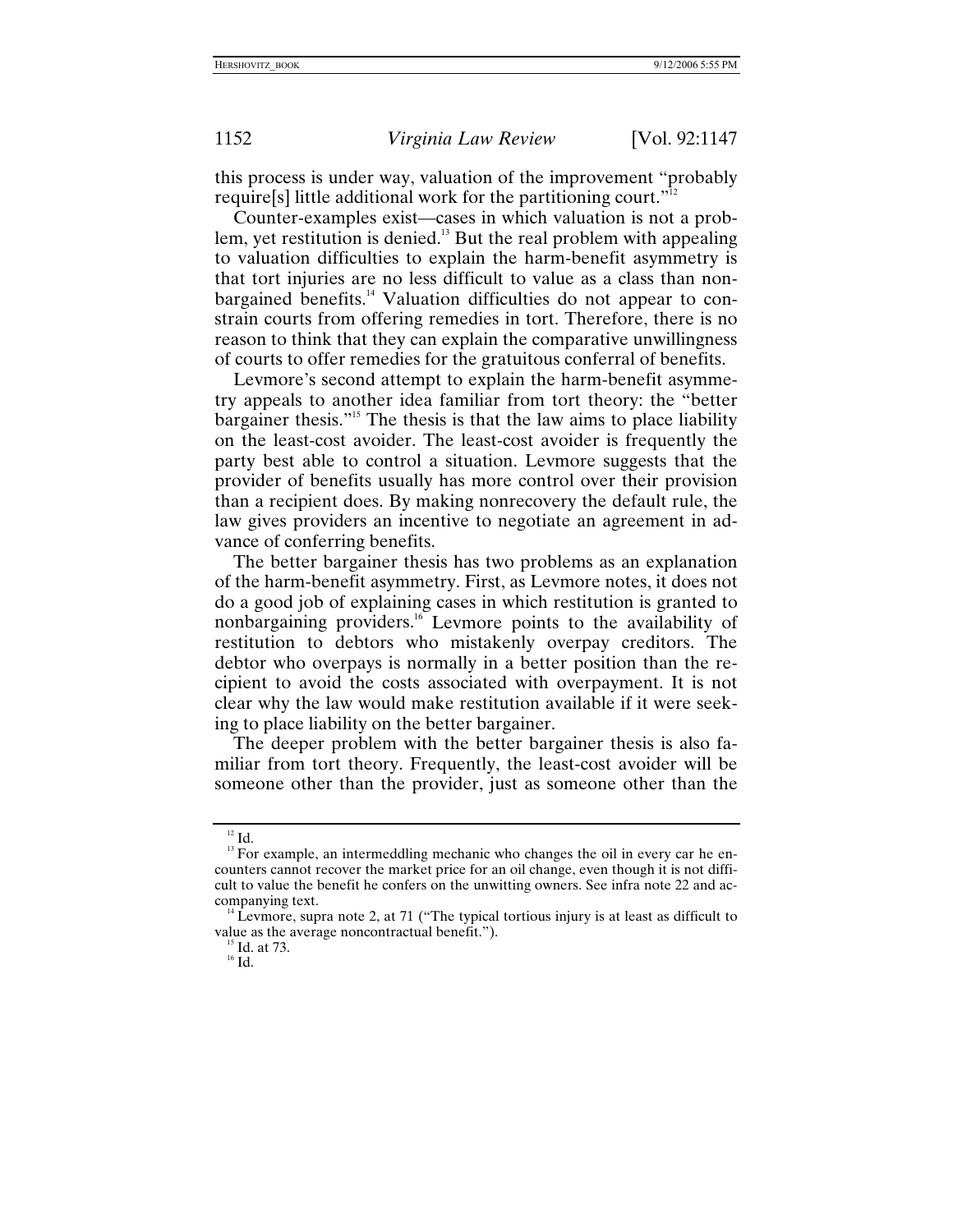this process is under way, valuation of the improvement "probably require[s] little additional work for the partitioning court."[12]

Counter-examples exist—cases in which valuation is not a problem, yet restitution is denied.[13] But the real problem with appealing to valuation difficulties to explain the harm-benefit asymmetry is that tort injuries are no less difficult to value as a class than nonbargained benefits.[14] Valuation difficulties do not appear to constrain courts from offering remedies in tort. Therefore, there is no reason to think that they can explain the comparative unwillingness of courts to offer remedies for the gratuitous conferral of benefits.

Levmore's second attempt to explain the harm-benefit asymmetry appeals to another idea familiar from tort theory: the "better bargainer thesis."[15] The thesis is that the law aims to place liability on the least-cost avoider. The least-cost avoider is frequently the party best able to control a situation. Levmore suggests that the provider of benefits usually has more control over their provision than a recipient does. By making nonrecovery the default rule, the law gives providers an incentive to negotiate an agreement in advance of conferring benefits.

The better bargainer thesis has two problems as an explanation of the harm-benefit asymmetry. First, as Levmore notes, it does not do a good job of explaining cases in which restitution is granted to nonbargaining providers.[16] Levmore points to the availability of restitution to debtors who mistakenly overpay creditors. The debtor who overpays is normally in a better position than the recipient to avoid the costs associated with overpayment. It is not clear why the law would make restitution available if it were seeking to place liability on the better bargainer.

The deeper problem with the better bargainer thesis is also familiar from tort theory. Frequently, the least-cost avoider will be someone other than the provider, just as someone other than the

---

[12] Id.

[13] For example, an intermeddling mechanic who changes the oil in every car he encounters cannot recover the market price for an oil change, even though it is not difficult to value the benefit he confers on the unwitting owners. See infra note 22 and accompanying text.

[14] Levmore, supra note 2, at 71 ("The typical tortious injury is at least as difficult to value as the average noncontractual benefit.").

[15] Id. at 73.

[16] Id.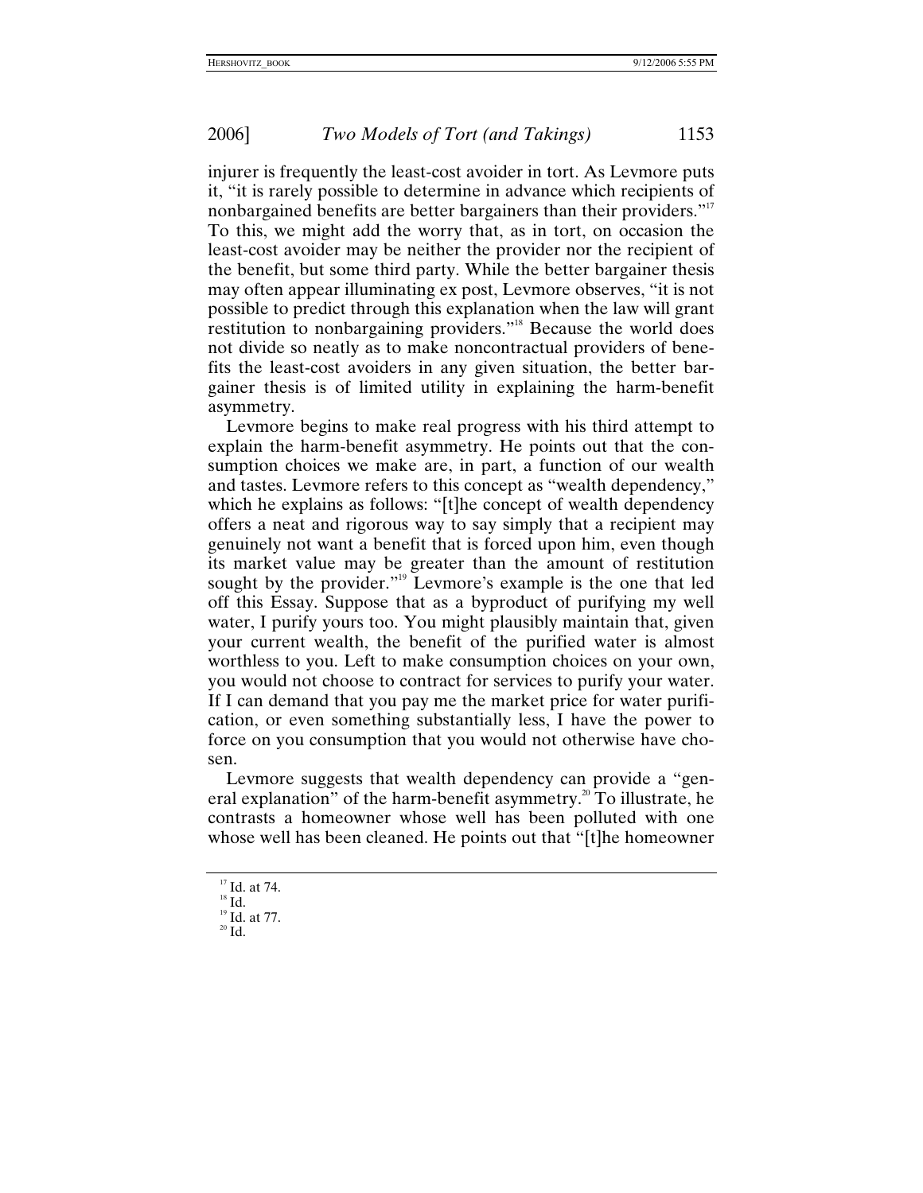injurer is frequently the least-cost avoider in tort. As Levmore puts it, "it is rarely possible to determine in advance which recipients of nonbargained benefits are better bargainers than their providers."[17] To this, we might add the worry that, as in tort, on occasion the least-cost avoider may be neither the provider nor the recipient of the benefit, but some third party. While the better bargainer thesis may often appear illuminating ex post, Levmore observes, "it is not possible to predict through this explanation when the law will grant restitution to nonbargaining providers."[18] Because the world does not divide so neatly as to make noncontractual providers of benefits the least-cost avoiders in any given situation, the better bargainer thesis is of limited utility in explaining the harm-benefit asymmetry.

Levmore begins to make real progress with his third attempt to explain the harm-benefit asymmetry. He points out that the consumption choices we make are, in part, a function of our wealth and tastes. Levmore refers to this concept as "wealth dependency," which he explains as follows: "[t]he concept of wealth dependency offers a neat and rigorous way to say simply that a recipient may genuinely not want a benefit that is forced upon him, even though its market value may be greater than the amount of restitution sought by the provider."[19] Levmore's example is the one that led off this Essay. Suppose that as a byproduct of purifying my well water, I purify yours too. You might plausibly maintain that, given your current wealth, the benefit of the purified water is almost worthless to you. Left to make consumption choices on your own, you would not choose to contract for services to purify your water. If I can demand that you pay me the market price for water purification, or even something substantially less, I have the power to force on you consumption that you would not otherwise have chosen.

Levmore suggests that wealth dependency can provide a "general explanation" of the harm-benefit asymmetry.[20] To illustrate, he contrasts a homeowner whose well has been polluted with one whose well has been cleaned. He points out that "[t]he homeowner

---

[17] Id. at 74.
[18] Id.
[19] Id. at 77.
[20] Id.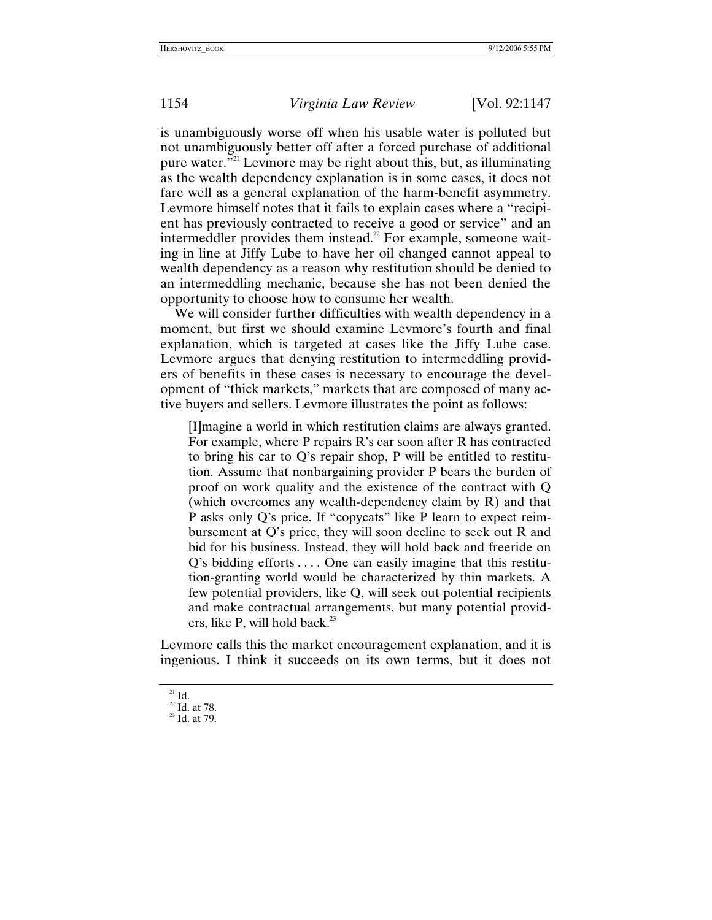is unambiguously worse off when his usable water is polluted but not unambiguously better off after a forced purchase of additional pure water."[21] Levmore may be right about this, but, as illuminating as the wealth dependency explanation is in some cases, it does not fare well as a general explanation of the harm-benefit asymmetry. Levmore himself notes that it fails to explain cases where a "recipient has previously contracted to receive a good or service" and an intermeddler provides them instead.[22] For example, someone waiting in line at Jiffy Lube to have her oil changed cannot appeal to wealth dependency as a reason why restitution should be denied to an intermeddling mechanic, because she has not been denied the opportunity to choose how to consume her wealth.

We will consider further difficulties with wealth dependency in a moment, but first we should examine Levmore's fourth and final explanation, which is targeted at cases like the Jiffy Lube case. Levmore argues that denying restitution to intermeddling providers of benefits in these cases is necessary to encourage the development of "thick markets," markets that are composed of many active buyers and sellers. Levmore illustrates the point as follows:

> [I]magine a world in which restitution claims are always granted. For example, where P repairs R's car soon after R has contracted to bring his car to Q's repair shop, P will be entitled to restitution. Assume that nonbargaining provider P bears the burden of proof on work quality and the existence of the contract with Q (which overcomes any wealth-dependency claim by R) and that P asks only Q's price. If "copycats" like P learn to expect reimbursement at Q's price, they will soon decline to seek out R and bid for his business. Instead, they will hold back and freeride on Q's bidding efforts . . . . One can easily imagine that this restitution-granting world would be characterized by thin markets. A few potential providers, like Q, will seek out potential recipients and make contractual arrangements, but many potential providers, like P, will hold back.[23]

Levmore calls this the market encouragement explanation, and it is ingenious. I think it succeeds on its own terms, but it does not

[21] Id.

[22] Id. at 78.

[23] Id. at 79.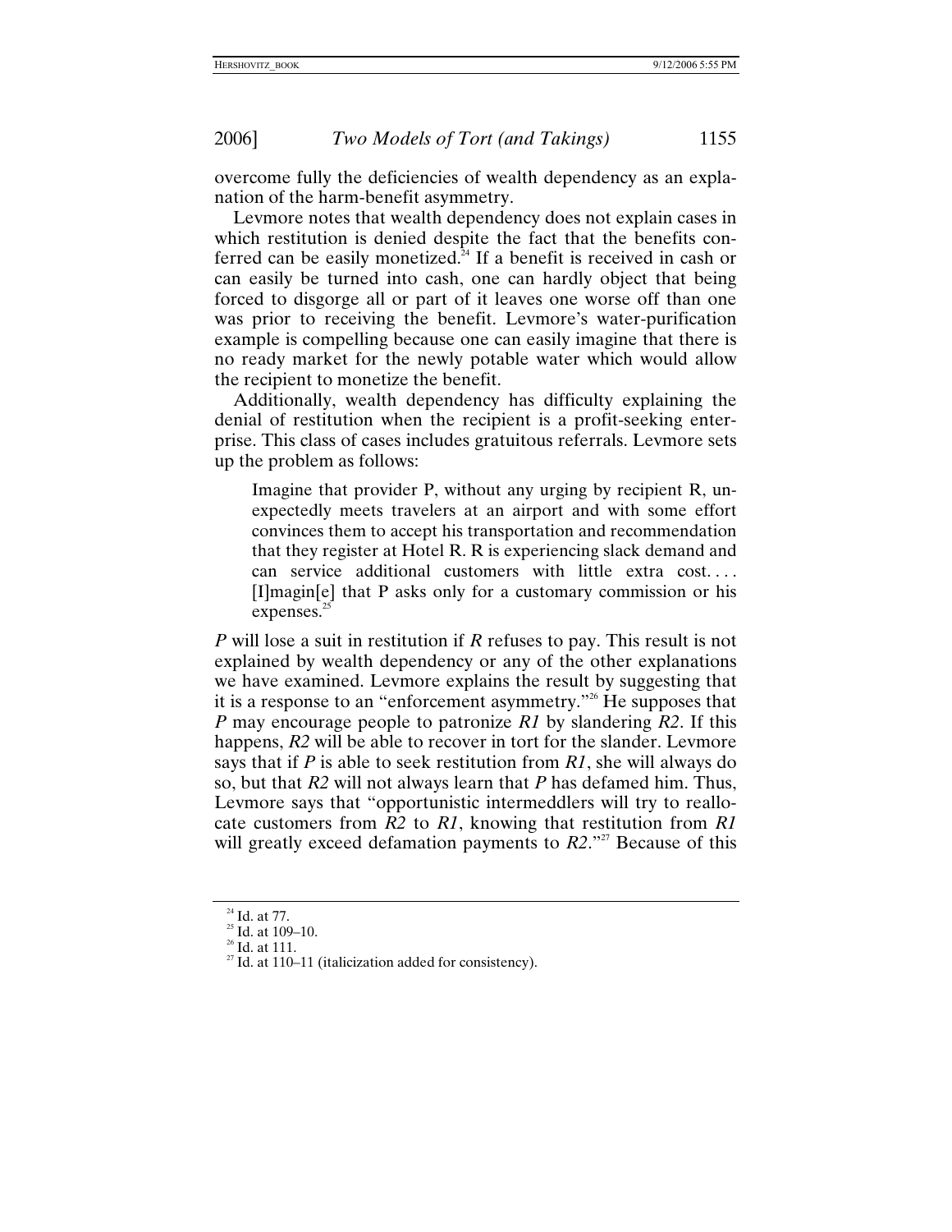overcome fully the deficiencies of wealth dependency as an explanation of the harm-benefit asymmetry.

Levmore notes that wealth dependency does not explain cases in which restitution is denied despite the fact that the benefits conferred can be easily monetized.[24] If a benefit is received in cash or can easily be turned into cash, one can hardly object that being forced to disgorge all or part of it leaves one worse off than one was prior to receiving the benefit. Levmore's water-purification example is compelling because one can easily imagine that there is no ready market for the newly potable water which would allow the recipient to monetize the benefit.

Additionally, wealth dependency has difficulty explaining the denial of restitution when the recipient is a profit-seeking enterprise. This class of cases includes gratuitous referrals. Levmore sets up the problem as follows:

> Imagine that provider P, without any urging by recipient R, unexpectedly meets travelers at an airport and with some effort convinces them to accept his transportation and recommendation that they register at Hotel R. R is experiencing slack demand and can service additional customers with little extra cost. . . . [I]magin[e] that P asks only for a customary commission or his expenses.[25]

*P* will lose a suit in restitution if *R* refuses to pay. This result is not explained by wealth dependency or any of the other explanations we have examined. Levmore explains the result by suggesting that it is a response to an "enforcement asymmetry."[26] He supposes that *P* may encourage people to patronize *R1* by slandering *R2*. If this happens, *R2* will be able to recover in tort for the slander. Levmore says that if *P* is able to seek restitution from *R1*, she will always do so, but that *R2* will not always learn that *P* has defamed him. Thus, Levmore says that "opportunistic intermeddlers will try to reallocate customers from *R2* to *R1*, knowing that restitution from *R1* will greatly exceed defamation payments to *R2*."[27] Because of this

---

[24] Id. at 77.

[25] Id. at 109–10.

[26] Id. at 111.

[27] Id. at 110–11 (italicization added for consistency).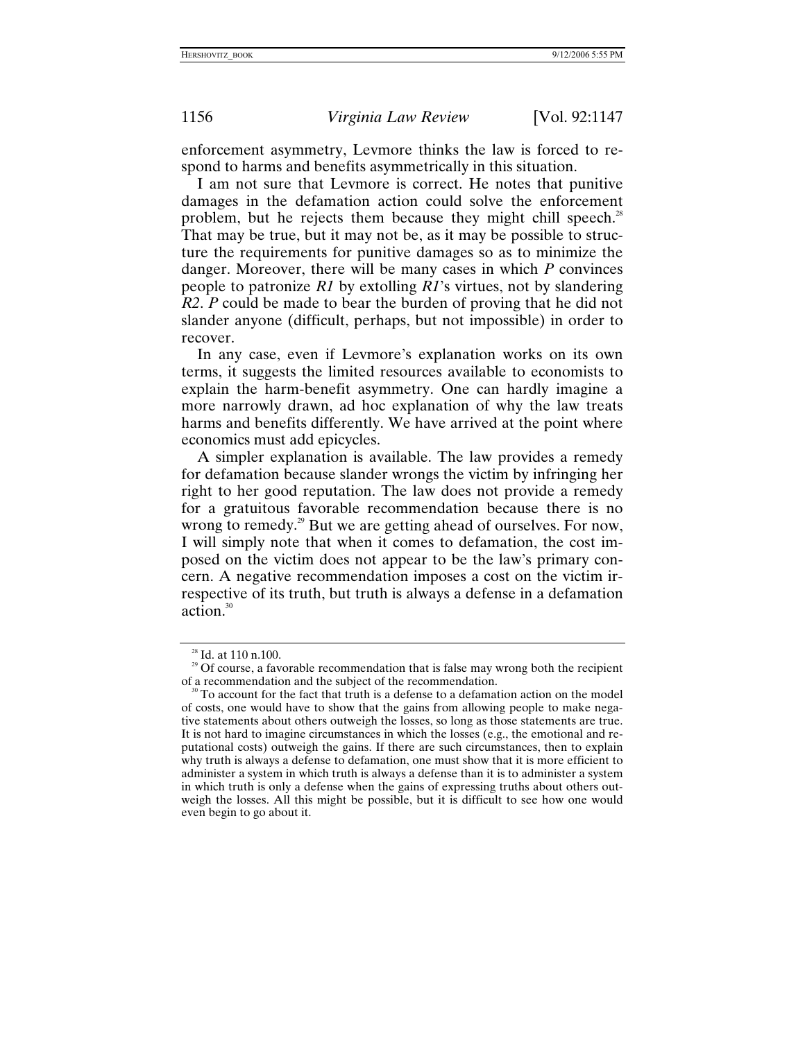enforcement asymmetry, Levmore thinks the law is forced to respond to harms and benefits asymmetrically in this situation.

I am not sure that Levmore is correct. He notes that punitive damages in the defamation action could solve the enforcement problem, but he rejects them because they might chill speech.[28] That may be true, but it may not be, as it may be possible to structure the requirements for punitive damages so as to minimize the danger. Moreover, there will be many cases in which *P* convinces people to patronize *R1* by extolling *R1*'s virtues, not by slandering *R2*. *P* could be made to bear the burden of proving that he did not slander anyone (difficult, perhaps, but not impossible) in order to recover.

In any case, even if Levmore's explanation works on its own terms, it suggests the limited resources available to economists to explain the harm-benefit asymmetry. One can hardly imagine a more narrowly drawn, ad hoc explanation of why the law treats harms and benefits differently. We have arrived at the point where economics must add epicycles.

A simpler explanation is available. The law provides a remedy for defamation because slander wrongs the victim by infringing her right to her good reputation. The law does not provide a remedy for a gratuitous favorable recommendation because there is no wrong to remedy.[29] But we are getting ahead of ourselves. For now, I will simply note that when it comes to defamation, the cost imposed on the victim does not appear to be the law's primary concern. A negative recommendation imposes a cost on the victim irrespective of its truth, but truth is always a defense in a defamation action.[30]

---

[28] Id. at 110 n.100.

[29] Of course, a favorable recommendation that is false may wrong both the recipient of a recommendation and the subject of the recommendation.

[30] To account for the fact that truth is a defense to a defamation action on the model of costs, one would have to show that the gains from allowing people to make negative statements about others outweigh the losses, so long as those statements are true. It is not hard to imagine circumstances in which the losses (e.g., the emotional and reputational costs) outweigh the gains. If there are such circumstances, then to explain why truth is always a defense to defamation, one must show that it is more efficient to administer a system in which truth is always a defense than it is to administer a system in which truth is only a defense when the gains of expressing truths about others outweigh the losses. All this might be possible, but it is difficult to see how one would even begin to go about it.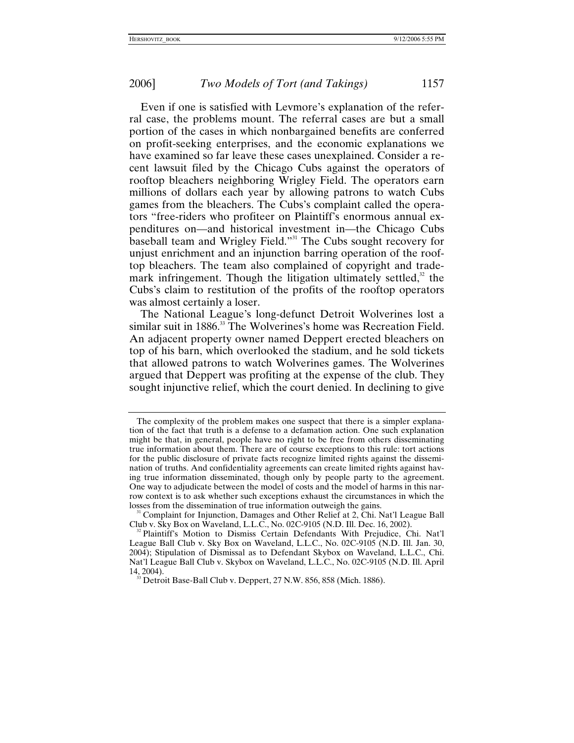Even if one is satisfied with Levmore's explanation of the referral case, the problems mount. The referral cases are but a small portion of the cases in which nonbargained benefits are conferred on profit-seeking enterprises, and the economic explanations we have examined so far leave these cases unexplained. Consider a recent lawsuit filed by the Chicago Cubs against the operators of rooftop bleachers neighboring Wrigley Field. The operators earn millions of dollars each year by allowing patrons to watch Cubs games from the bleachers. The Cubs's complaint called the operators "free-riders who profiteer on Plaintiff's enormous annual expenditures on—and historical investment in—the Chicago Cubs baseball team and Wrigley Field."[31] The Cubs sought recovery for unjust enrichment and an injunction barring operation of the rooftop bleachers. The team also complained of copyright and trademark infringement. Though the litigation ultimately settled,[32] the Cubs's claim to restitution of the profits of the rooftop operators was almost certainly a loser.

The National League's long-defunct Detroit Wolverines lost a similar suit in 1886.[33] The Wolverines's home was Recreation Field. An adjacent property owner named Deppert erected bleachers on top of his barn, which overlooked the stadium, and he sold tickets that allowed patrons to watch Wolverines games. The Wolverines argued that Deppert was profiting at the expense of the club. They sought injunctive relief, which the court denied. In declining to give

---

The complexity of the problem makes one suspect that there is a simpler explanation of the fact that truth is a defense to a defamation action. One such explanation might be that, in general, people have no right to be free from others disseminating true information about them. There are of course exceptions to this rule: tort actions for the public disclosure of private facts recognize limited rights against the dissemination of truths. And confidentiality agreements can create limited rights against having true information disseminated, though only by people party to the agreement. One way to adjudicate between the model of costs and the model of harms in this narrow context is to ask whether such exceptions exhaust the circumstances in which the losses from the dissemination of true information outweigh the gains.

[31] Complaint for Injunction, Damages and Other Relief at 2, Chi. Nat'l League Ball Club v. Sky Box on Waveland, L.L.C., No. 02C-9105 (N.D. Ill. Dec. 16, 2002).

[32] Plaintiff's Motion to Dismiss Certain Defendants With Prejudice, Chi. Nat'l League Ball Club v. Sky Box on Waveland, L.L.C., No. 02C-9105 (N.D. Ill. Jan. 30, 2004); Stipulation of Dismissal as to Defendant Skybox on Waveland, L.L.C., Chi. Nat'l League Ball Club v. Skybox on Waveland, L.L.C., No. 02C-9105 (N.D. Ill. April 14, 2004).

[33] Detroit Base-Ball Club v. Deppert, 27 N.W. 856, 858 (Mich. 1886).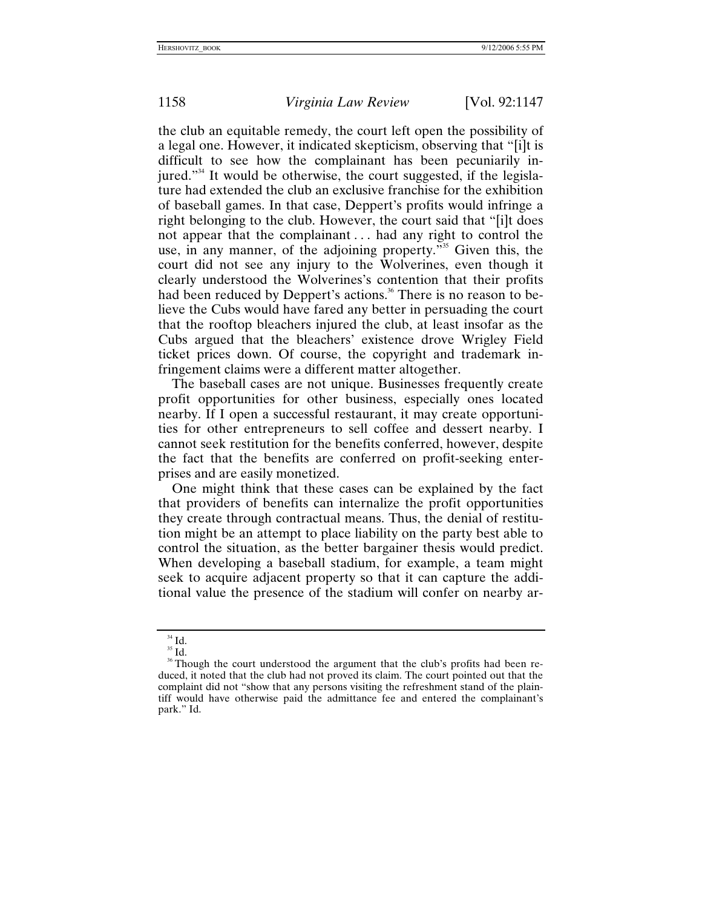the club an equitable remedy, the court left open the possibility of a legal one. However, it indicated skepticism, observing that "[i]t is difficult to see how the complainant has been pecuniarily injured."[34] It would be otherwise, the court suggested, if the legislature had extended the club an exclusive franchise for the exhibition of baseball games. In that case, Deppert's profits would infringe a right belonging to the club. However, the court said that "[i]t does not appear that the complainant . . . had any right to control the use, in any manner, of the adjoining property."[35] Given this, the court did not see any injury to the Wolverines, even though it clearly understood the Wolverines's contention that their profits had been reduced by Deppert's actions.[36] There is no reason to believe the Cubs would have fared any better in persuading the court that the rooftop bleachers injured the club, at least insofar as the Cubs argued that the bleachers' existence drove Wrigley Field ticket prices down. Of course, the copyright and trademark infringement claims were a different matter altogether.

The baseball cases are not unique. Businesses frequently create profit opportunities for other business, especially ones located nearby. If I open a successful restaurant, it may create opportunities for other entrepreneurs to sell coffee and dessert nearby. I cannot seek restitution for the benefits conferred, however, despite the fact that the benefits are conferred on profit-seeking enterprises and are easily monetized.

One might think that these cases can be explained by the fact that providers of benefits can internalize the profit opportunities they create through contractual means. Thus, the denial of restitution might be an attempt to place liability on the party best able to control the situation, as the better bargainer thesis would predict. When developing a baseball stadium, for example, a team might seek to acquire adjacent property so that it can capture the additional value the presence of the stadium will confer on nearby ar-

---

[34] Id.

[35] Id.

[36] Though the court understood the argument that the club's profits had been reduced, it noted that the club had not proved its claim. The court pointed out that the complaint did not "show that any persons visiting the refreshment stand of the plaintiff would have otherwise paid the admittance fee and entered the complainant's park." Id.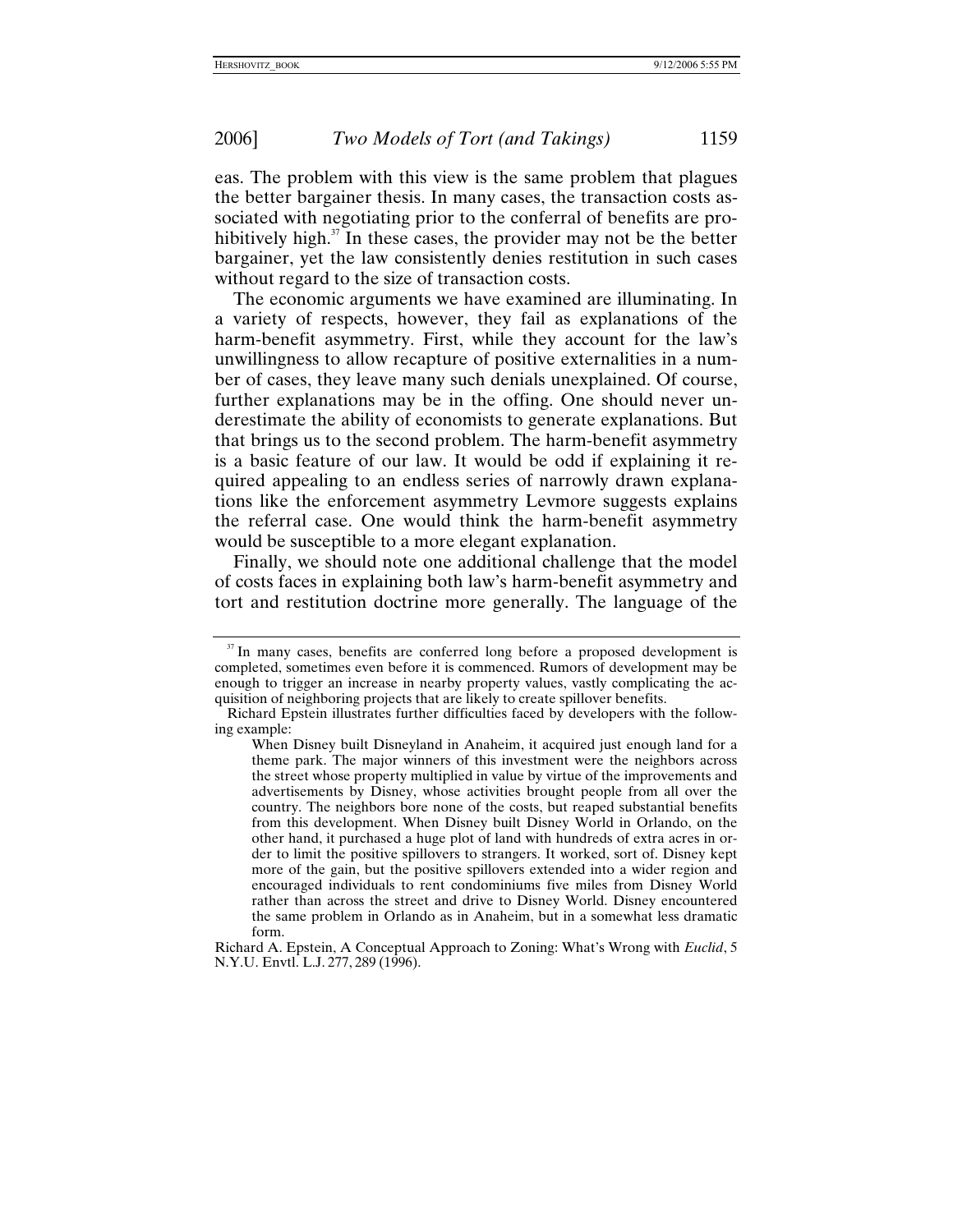eas. The problem with this view is the same problem that plagues the better bargainer thesis. In many cases, the transaction costs associated with negotiating prior to the conferral of benefits are prohibitively high.[37] In these cases, the provider may not be the better bargainer, yet the law consistently denies restitution in such cases without regard to the size of transaction costs.

The economic arguments we have examined are illuminating. In a variety of respects, however, they fail as explanations of the harm-benefit asymmetry. First, while they account for the law's unwillingness to allow recapture of positive externalities in a number of cases, they leave many such denials unexplained. Of course, further explanations may be in the offing. One should never underestimate the ability of economists to generate explanations. But that brings us to the second problem. The harm-benefit asymmetry is a basic feature of our law. It would be odd if explaining it required appealing to an endless series of narrowly drawn explanations like the enforcement asymmetry Levmore suggests explains the referral case. One would think the harm-benefit asymmetry would be susceptible to a more elegant explanation.

Finally, we should note one additional challenge that the model of costs faces in explaining both law's harm-benefit asymmetry and tort and restitution doctrine more generally. The language of the

---

[37] In many cases, benefits are conferred long before a proposed development is completed, sometimes even before it is commenced. Rumors of development may be enough to trigger an increase in nearby property values, vastly complicating the acquisition of neighboring projects that are likely to create spillover benefits.

Richard Epstein illustrates further difficulties faced by developers with the following example:

> When Disney built Disneyland in Anaheim, it acquired just enough land for a theme park. The major winners of this investment were the neighbors across the street whose property multiplied in value by virtue of the improvements and advertisements by Disney, whose activities brought people from all over the country. The neighbors bore none of the costs, but reaped substantial benefits from this development. When Disney built Disney World in Orlando, on the other hand, it purchased a huge plot of land with hundreds of extra acres in order to limit the positive spillovers to strangers. It worked, sort of. Disney kept more of the gain, but the positive spillovers extended into a wider region and encouraged individuals to rent condominiums five miles from Disney World rather than across the street and drive to Disney World. Disney encountered the same problem in Orlando as in Anaheim, but in a somewhat less dramatic form.

Richard A. Epstein, A Conceptual Approach to Zoning: What's Wrong with *Euclid*, 5 N.Y.U. Envtl. L.J. 277, 289 (1996).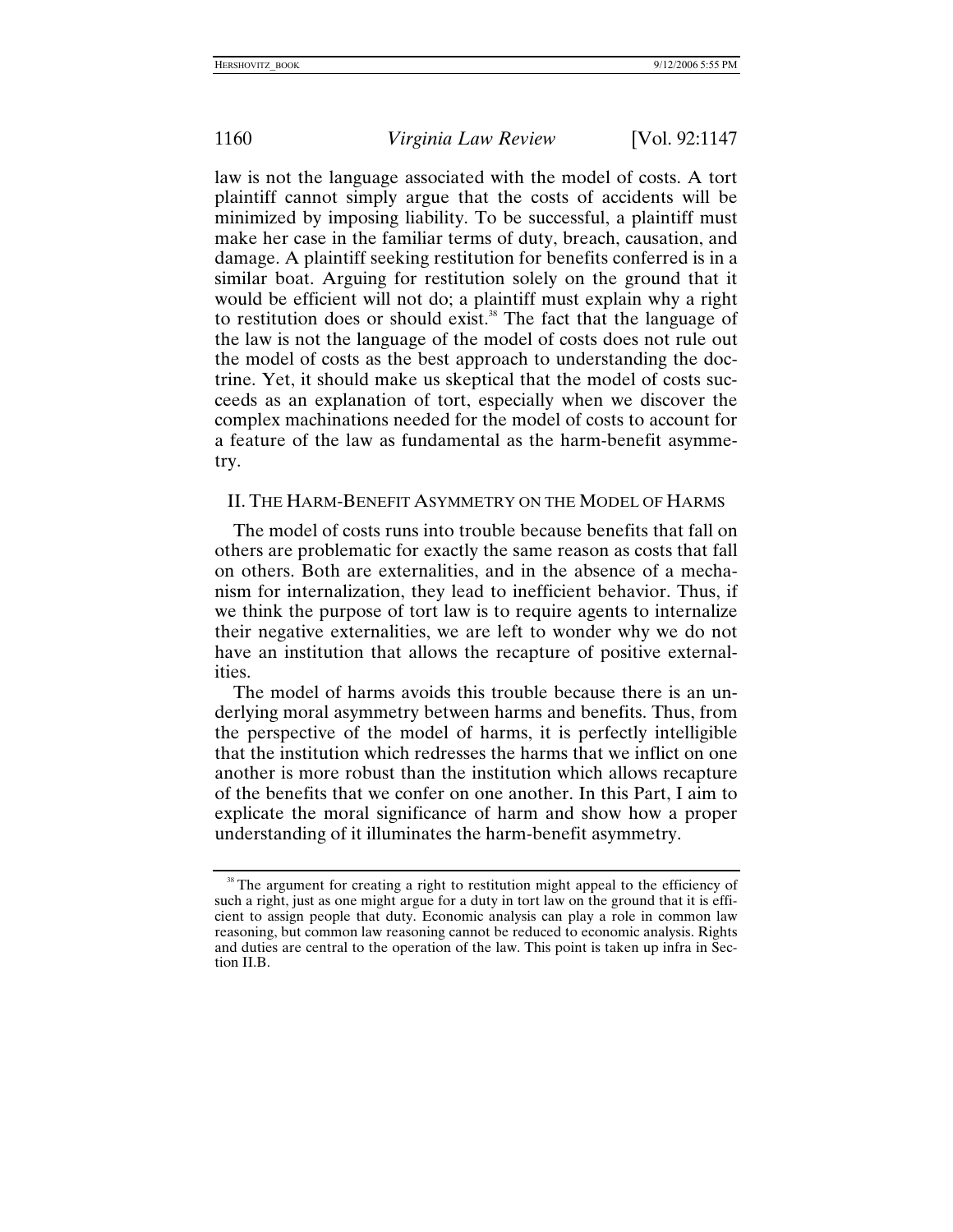law is not the language associated with the model of costs. A tort plaintiff cannot simply argue that the costs of accidents will be minimized by imposing liability. To be successful, a plaintiff must make her case in the familiar terms of duty, breach, causation, and damage. A plaintiff seeking restitution for benefits conferred is in a similar boat. Arguing for restitution solely on the ground that it would be efficient will not do; a plaintiff must explain why a right to restitution does or should exist.[38] The fact that the language of the law is not the language of the model of costs does not rule out the model of costs as the best approach to understanding the doctrine. Yet, it should make us skeptical that the model of costs succeeds as an explanation of tort, especially when we discover the complex machinations needed for the model of costs to account for a feature of the law as fundamental as the harm-benefit asymmetry.

## II. THE HARM-BENEFIT ASYMMETRY ON THE MODEL OF HARMS

The model of costs runs into trouble because benefits that fall on others are problematic for exactly the same reason as costs that fall on others. Both are externalities, and in the absence of a mechanism for internalization, they lead to inefficient behavior. Thus, if we think the purpose of tort law is to require agents to internalize their negative externalities, we are left to wonder why we do not have an institution that allows the recapture of positive externalities.

The model of harms avoids this trouble because there is an underlying moral asymmetry between harms and benefits. Thus, from the perspective of the model of harms, it is perfectly intelligible that the institution which redresses the harms that we inflict on one another is more robust than the institution which allows recapture of the benefits that we confer on one another. In this Part, I aim to explicate the moral significance of harm and show how a proper understanding of it illuminates the harm-benefit asymmetry.

---

[38] The argument for creating a right to restitution might appeal to the efficiency of such a right, just as one might argue for a duty in tort law on the ground that it is efficient to assign people that duty. Economic analysis can play a role in common law reasoning, but common law reasoning cannot be reduced to economic analysis. Rights and duties are central to the operation of the law. This point is taken up infra in Section II.B.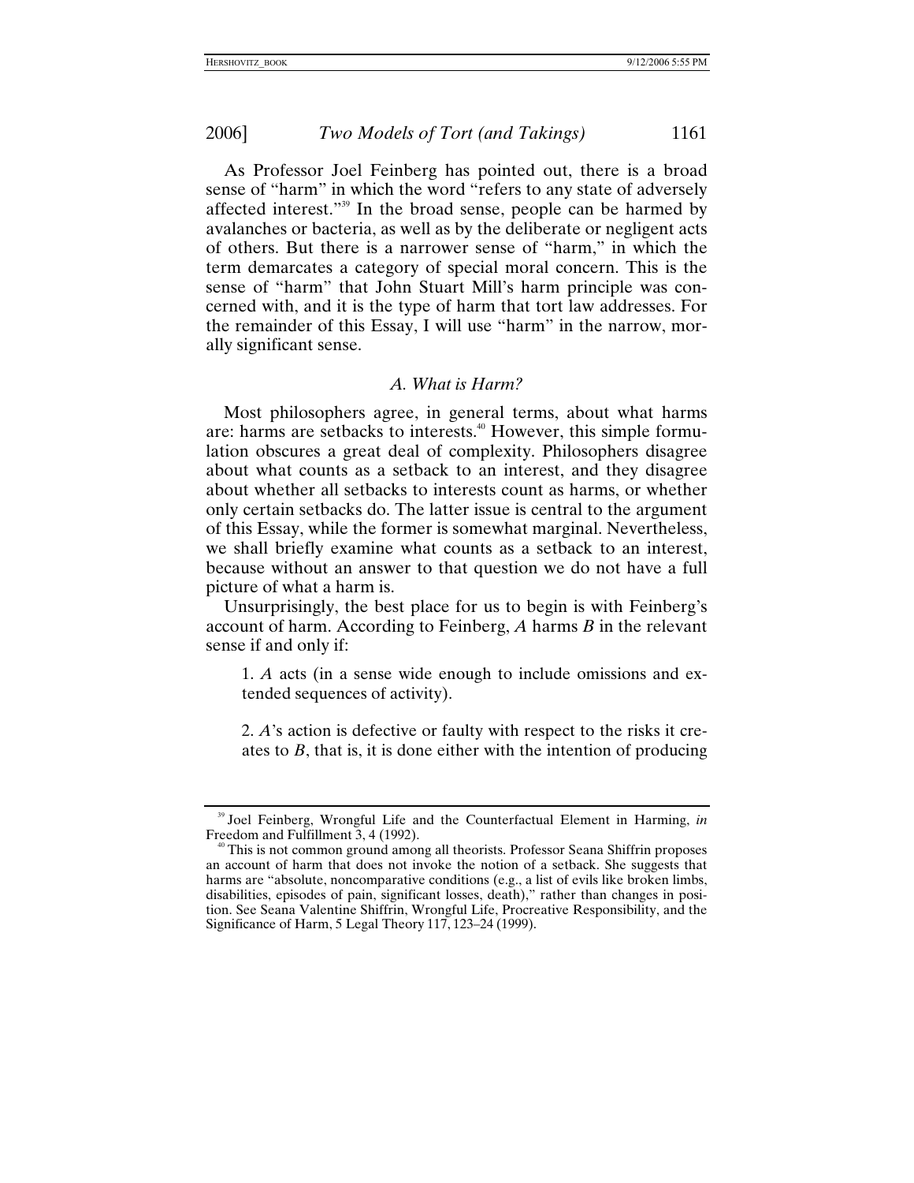As Professor Joel Feinberg has pointed out, there is a broad sense of "harm" in which the word "refers to any state of adversely affected interest."[39] In the broad sense, people can be harmed by avalanches or bacteria, as well as by the deliberate or negligent acts of others. But there is a narrower sense of "harm," in which the term demarcates a category of special moral concern. This is the sense of "harm" that John Stuart Mill's harm principle was concerned with, and it is the type of harm that tort law addresses. For the remainder of this Essay, I will use "harm" in the narrow, morally significant sense.

### *A. What is Harm?*

Most philosophers agree, in general terms, about what harms are: harms are setbacks to interests.[40] However, this simple formulation obscures a great deal of complexity. Philosophers disagree about what counts as a setback to an interest, and they disagree about whether all setbacks to interests count as harms, or whether only certain setbacks do. The latter issue is central to the argument of this Essay, while the former is somewhat marginal. Nevertheless, we shall briefly examine what counts as a setback to an interest, because without an answer to that question we do not have a full picture of what a harm is.

Unsurprisingly, the best place for us to begin is with Feinberg's account of harm. According to Feinberg, *A* harms *B* in the relevant sense if and only if:

> 1. *A* acts (in a sense wide enough to include omissions and extended sequences of activity).
>
> 2. *A*'s action is defective or faulty with respect to the risks it creates to *B*, that is, it is done either with the intention of producing

---

[39] Joel Feinberg, Wrongful Life and the Counterfactual Element in Harming, *in* Freedom and Fulfillment 3, 4 (1992).

[40] This is not common ground among all theorists. Professor Seana Shiffrin proposes an account of harm that does not invoke the notion of a setback. She suggests that harms are "absolute, noncomparative conditions (e.g., a list of evils like broken limbs, disabilities, episodes of pain, significant losses, death)," rather than changes in position. See Seana Valentine Shiffrin, Wrongful Life, Procreative Responsibility, and the Significance of Harm, 5 Legal Theory 117, 123–24 (1999).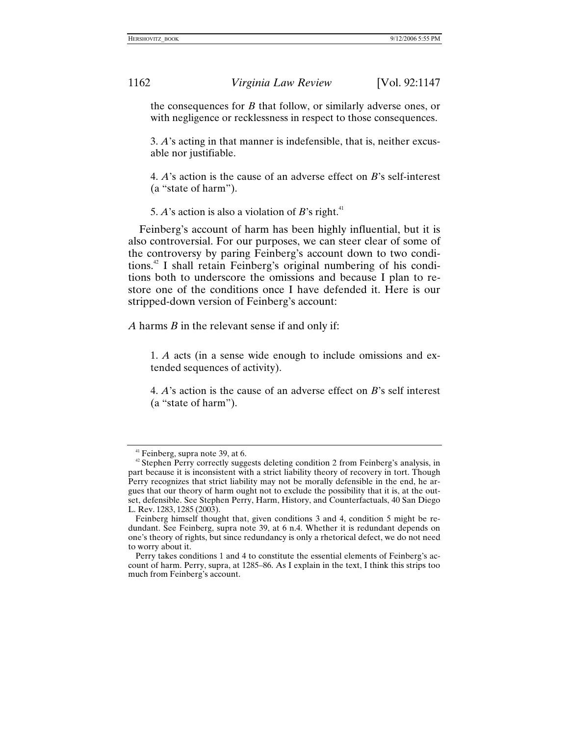the consequences for *B* that follow, or similarly adverse ones, or with negligence or recklessness in respect to those consequences.

> 3. *A*'s acting in that manner is indefensible, that is, neither excusable nor justifiable.
>
> 4. *A*'s action is the cause of an adverse effect on *B*'s self-interest (a "state of harm").
>
> 5. *A*'s action is also a violation of *B*'s right.[41]

Feinberg's account of harm has been highly influential, but it is also controversial. For our purposes, we can steer clear of some of the controversy by paring Feinberg's account down to two conditions.[42] I shall retain Feinberg's original numbering of his conditions both to underscore the omissions and because I plan to restore one of the conditions once I have defended it. Here is our stripped-down version of Feinberg's account:

*A* harms *B* in the relevant sense if and only if:

> 1. *A* acts (in a sense wide enough to include omissions and extended sequences of activity).
>
> 4. *A*'s action is the cause of an adverse effect on *B*'s self interest (a "state of harm").

---

[41] Feinberg, supra note 39, at 6.

[42] Stephen Perry correctly suggests deleting condition 2 from Feinberg's analysis, in part because it is inconsistent with a strict liability theory of recovery in tort. Though Perry recognizes that strict liability may not be morally defensible in the end, he argues that our theory of harm ought not to exclude the possibility that it is, at the outset, defensible. See Stephen Perry, Harm, History, and Counterfactuals, 40 San Diego L. Rev. 1283, 1285 (2003).

Feinberg himself thought that, given conditions 3 and 4, condition 5 might be redundant. See Feinberg, supra note 39, at 6 n.4. Whether it is redundant depends on one's theory of rights, but since redundancy is only a rhetorical defect, we do not need to worry about it.

Perry takes conditions 1 and 4 to constitute the essential elements of Feinberg's account of harm. Perry, supra, at 1285–86. As I explain in the text, I think this strips too much from Feinberg's account.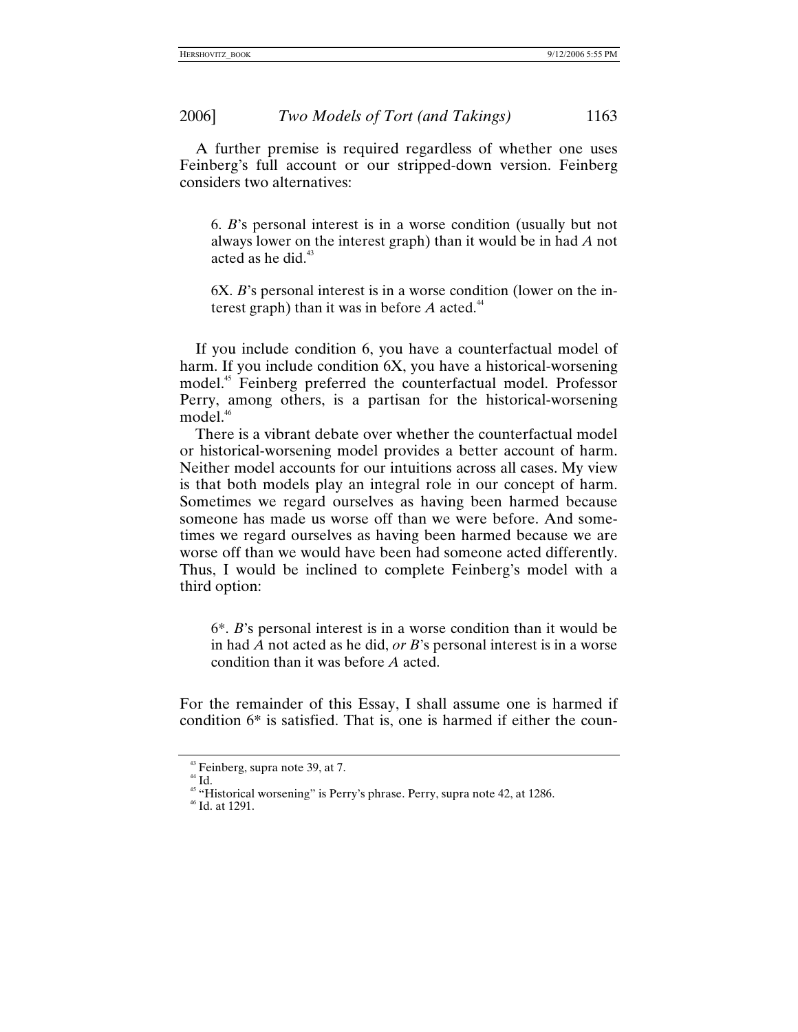A further premise is required regardless of whether one uses Feinberg's full account or our stripped-down version. Feinberg considers two alternatives:

> 6. *B*'s personal interest is in a worse condition (usually but not always lower on the interest graph) than it would be in had *A* not acted as he did.[43]

> 6X. *B*'s personal interest is in a worse condition (lower on the interest graph) than it was in before *A* acted.[44]

If you include condition 6, you have a counterfactual model of harm. If you include condition 6X, you have a historical-worsening model.[45] Feinberg preferred the counterfactual model. Professor Perry, among others, is a partisan for the historical-worsening model.[46]

There is a vibrant debate over whether the counterfactual model or historical-worsening model provides a better account of harm. Neither model accounts for our intuitions across all cases. My view is that both models play an integral role in our concept of harm. Sometimes we regard ourselves as having been harmed because someone has made us worse off than we were before. And sometimes we regard ourselves as having been harmed because we are worse off than we would have been had someone acted differently. Thus, I would be inclined to complete Feinberg's model with a third option:

> 6*. *B*'s personal interest is in a worse condition than it would be in had *A* not acted as he did, *or B*'s personal interest is in a worse condition than it was before *A* acted.

For the remainder of this Essay, I shall assume one is harmed if condition 6* is satisfied. That is, one is harmed if either the coun-

---

[43] Feinberg, supra note 39, at 7.
[44] Id.
[45] "Historical worsening" is Perry's phrase. Perry, supra note 42, at 1286.
[46] Id. at 1291.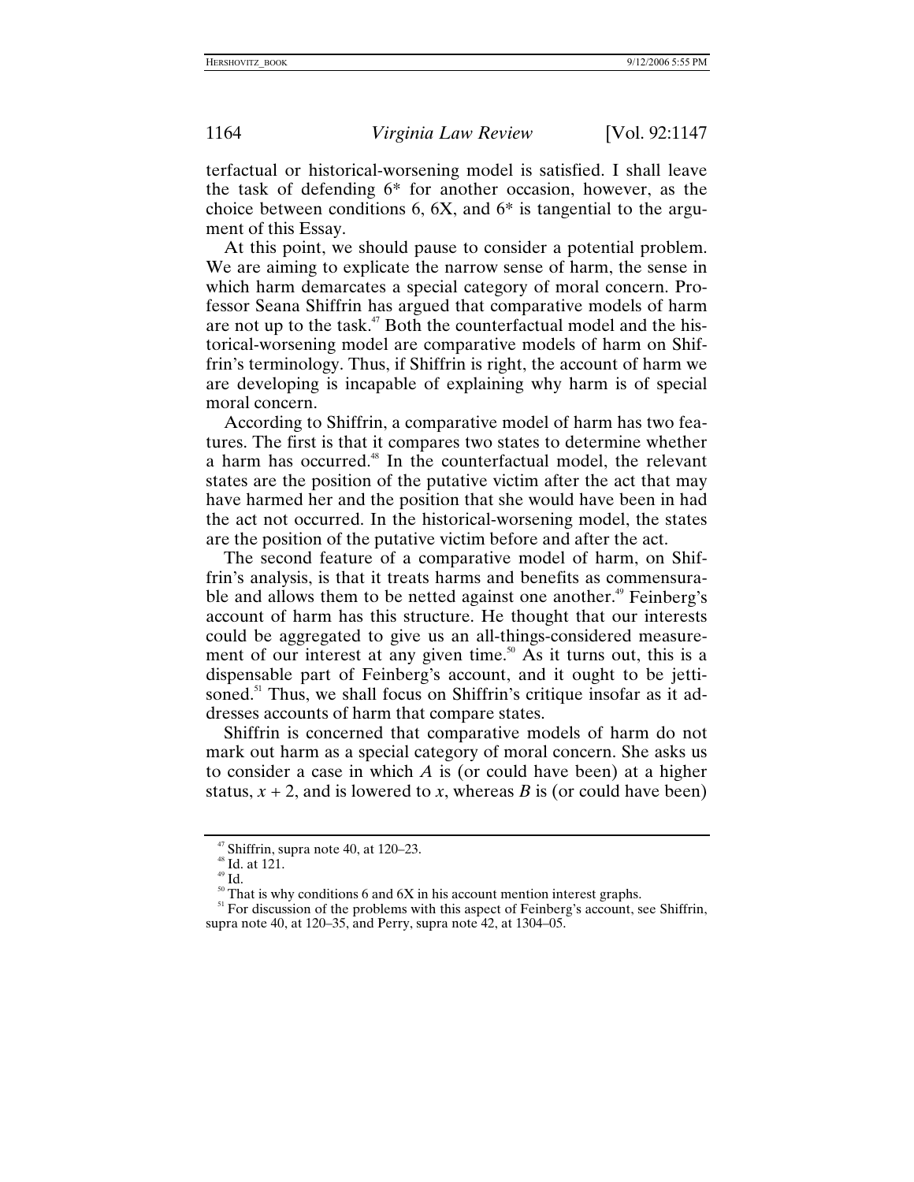terfactual or historical-worsening model is satisfied. I shall leave the task of defending 6* for another occasion, however, as the choice between conditions 6, 6X, and 6* is tangential to the argument of this Essay.

At this point, we should pause to consider a potential problem. We are aiming to explicate the narrow sense of harm, the sense in which harm demarcates a special category of moral concern. Professor Seana Shiffrin has argued that comparative models of harm are not up to the task.[47] Both the counterfactual model and the historical-worsening model are comparative models of harm on Shiffrin's terminology. Thus, if Shiffrin is right, the account of harm we are developing is incapable of explaining why harm is of special moral concern.

According to Shiffrin, a comparative model of harm has two features. The first is that it compares two states to determine whether a harm has occurred.[48] In the counterfactual model, the relevant states are the position of the putative victim after the act that may have harmed her and the position that she would have been in had the act not occurred. In the historical-worsening model, the states are the position of the putative victim before and after the act.

The second feature of a comparative model of harm, on Shiffrin's analysis, is that it treats harms and benefits as commensurable and allows them to be netted against one another.[49] Feinberg's account of harm has this structure. He thought that our interests could be aggregated to give us an all-things-considered measurement of our interest at any given time.[50] As it turns out, this is a dispensable part of Feinberg's account, and it ought to be jettisoned.[51] Thus, we shall focus on Shiffrin's critique insofar as it addresses accounts of harm that compare states.

Shiffrin is concerned that comparative models of harm do not mark out harm as a special category of moral concern. She asks us to consider a case in which *A* is (or could have been) at a higher status, $x + 2$, and is lowered to $x$, whereas *B* is (or could have been)

---

[47] Shiffrin, supra note 40, at 120–23.

[48] Id. at 121.

[49] Id.

[50] That is why conditions 6 and 6X in his account mention interest graphs.

[51] For discussion of the problems with this aspect of Feinberg's account, see Shiffrin, supra note 40, at 120–35, and Perry, supra note 42, at 1304–05.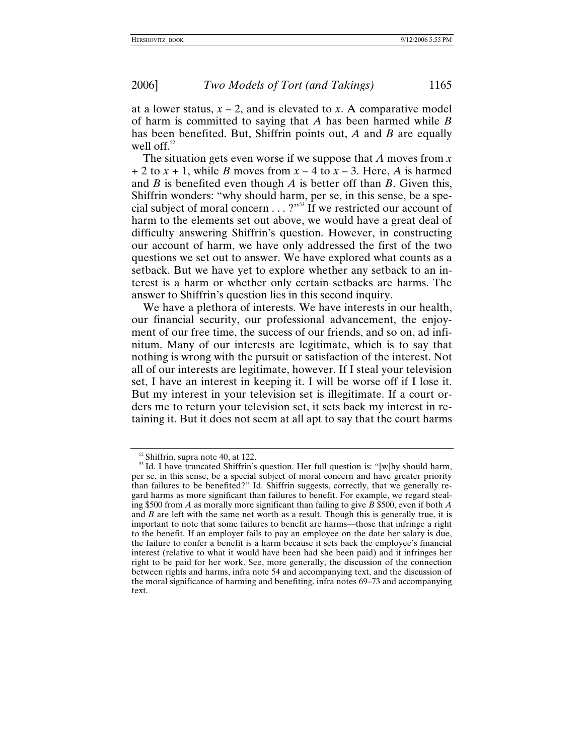at a lower status, $x - 2$, and is elevated to $x$. A comparative model of harm is committed to saying that *A* has been harmed while *B* has been benefited. But, Shiffrin points out, *A* and *B* are equally well off.[52]

The situation gets even worse if we suppose that *A* moves from $x + 2$ to $x + 1$, while *B* moves from $x - 4$ to $x - 3$. Here, *A* is harmed and *B* is benefited even though *A* is better off than *B*. Given this, Shiffrin wonders: "why should harm, per se, in this sense, be a special subject of moral concern . . . ?"[53] If we restricted our account of harm to the elements set out above, we would have a great deal of difficulty answering Shiffrin's question. However, in constructing our account of harm, we have only addressed the first of the two questions we set out to answer. We have explored what counts as a setback. But we have yet to explore whether any setback to an interest is a harm or whether only certain setbacks are harms. The answer to Shiffrin's question lies in this second inquiry.

We have a plethora of interests. We have interests in our health, our financial security, our professional advancement, the enjoyment of our free time, the success of our friends, and so on, ad infinitum. Many of our interests are legitimate, which is to say that nothing is wrong with the pursuit or satisfaction of the interest. Not all of our interests are legitimate, however. If I steal your television set, I have an interest in keeping it. I will be worse off if I lose it. But my interest in your television set is illegitimate. If a court orders me to return your television set, it sets back my interest in retaining it. But it does not seem at all apt to say that the court harms

[52] Shiffrin, supra note 40, at 122.

[53] Id. I have truncated Shiffrin's question. Her full question is: "[w]hy should harm, per se, in this sense, be a special subject of moral concern and have greater priority than failures to be benefited?" Id. Shiffrin suggests, correctly, that we generally regard harms as more significant than failures to benefit. For example, we regard stealing \$500 from *A* as morally more significant than failing to give *B* \$500, even if both *A* and *B* are left with the same net worth as a result. Though this is generally true, it is important to note that some failures to benefit are harms—those that infringe a right to the benefit. If an employer fails to pay an employee on the date her salary is due, the failure to confer a benefit is a harm because it sets back the employee's financial interest (relative to what it would have been had she been paid) and it infringes her right to be paid for her work. See, more generally, the discussion of the connection between rights and harms, infra note 54 and accompanying text, and the discussion of the moral significance of harming and benefiting, infra notes 69–73 and accompanying text.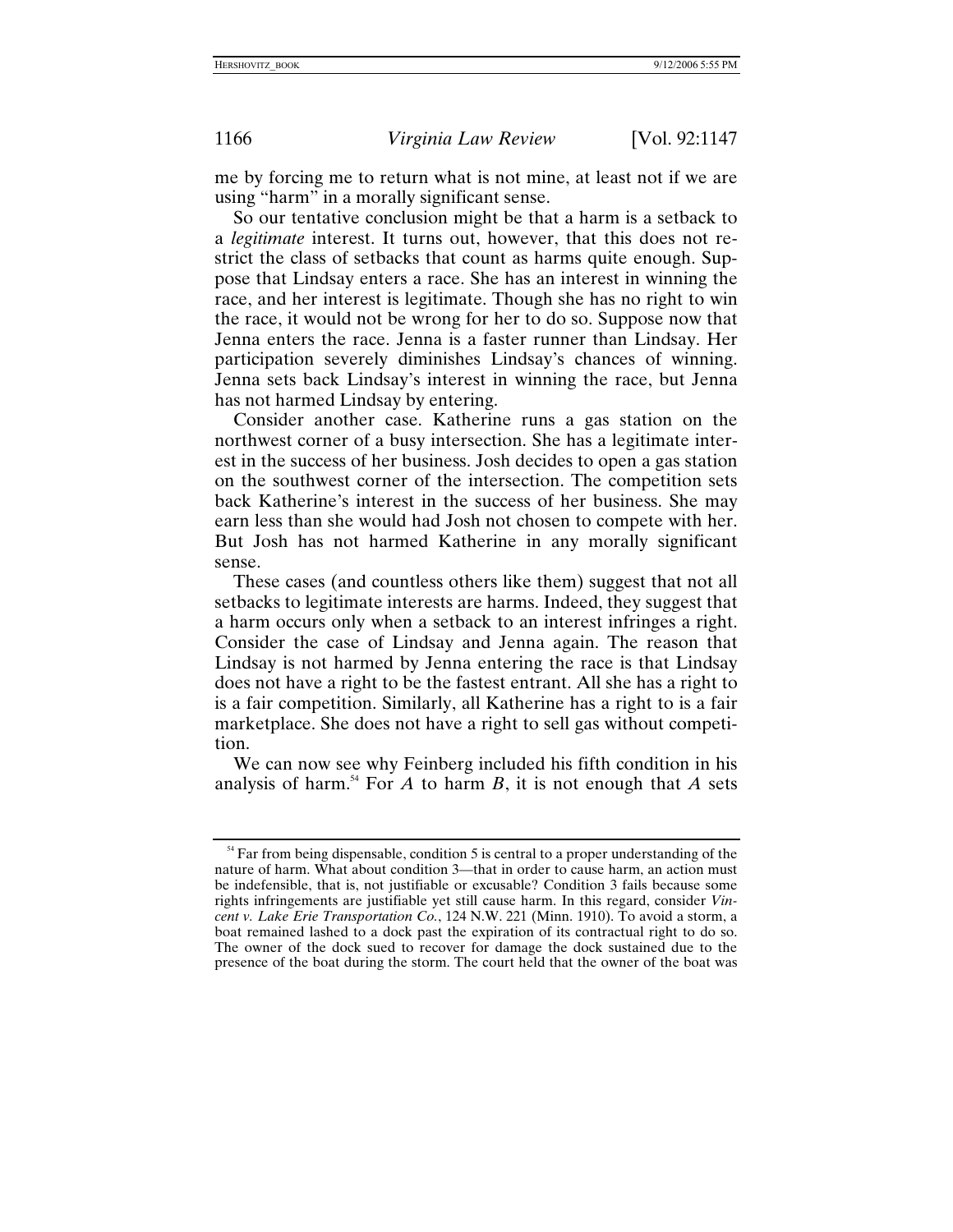me by forcing me to return what is not mine, at least not if we are using "harm" in a morally significant sense.

So our tentative conclusion might be that a harm is a setback to a *legitimate* interest. It turns out, however, that this does not restrict the class of setbacks that count as harms quite enough. Suppose that Lindsay enters a race. She has an interest in winning the race, and her interest is legitimate. Though she has no right to win the race, it would not be wrong for her to do so. Suppose now that Jenna enters the race. Jenna is a faster runner than Lindsay. Her participation severely diminishes Lindsay's chances of winning. Jenna sets back Lindsay's interest in winning the race, but Jenna has not harmed Lindsay by entering.

Consider another case. Katherine runs a gas station on the northwest corner of a busy intersection. She has a legitimate interest in the success of her business. Josh decides to open a gas station on the southwest corner of the intersection. The competition sets back Katherine's interest in the success of her business. She may earn less than she would had Josh not chosen to compete with her. But Josh has not harmed Katherine in any morally significant sense.

These cases (and countless others like them) suggest that not all setbacks to legitimate interests are harms. Indeed, they suggest that a harm occurs only when a setback to an interest infringes a right. Consider the case of Lindsay and Jenna again. The reason that Lindsay is not harmed by Jenna entering the race is that Lindsay does not have a right to be the fastest entrant. All she has a right to is a fair competition. Similarly, all Katherine has a right to is a fair marketplace. She does not have a right to sell gas without competition.

We can now see why Feinberg included his fifth condition in his analysis of harm.[54] For *A* to harm *B*, it is not enough that *A* sets

[54] Far from being dispensable, condition 5 is central to a proper understanding of the nature of harm. What about condition 3—that in order to cause harm, an action must be indefensible, that is, not justifiable or excusable? Condition 3 fails because some rights infringements are justifiable yet still cause harm. In this regard, consider *Vincent v. Lake Erie Transportation Co.*, 124 N.W. 221 (Minn. 1910). To avoid a storm, a boat remained lashed to a dock past the expiration of its contractual right to do so. The owner of the dock sued to recover for damage the dock sustained due to the presence of the boat during the storm. The court held that the owner of the boat was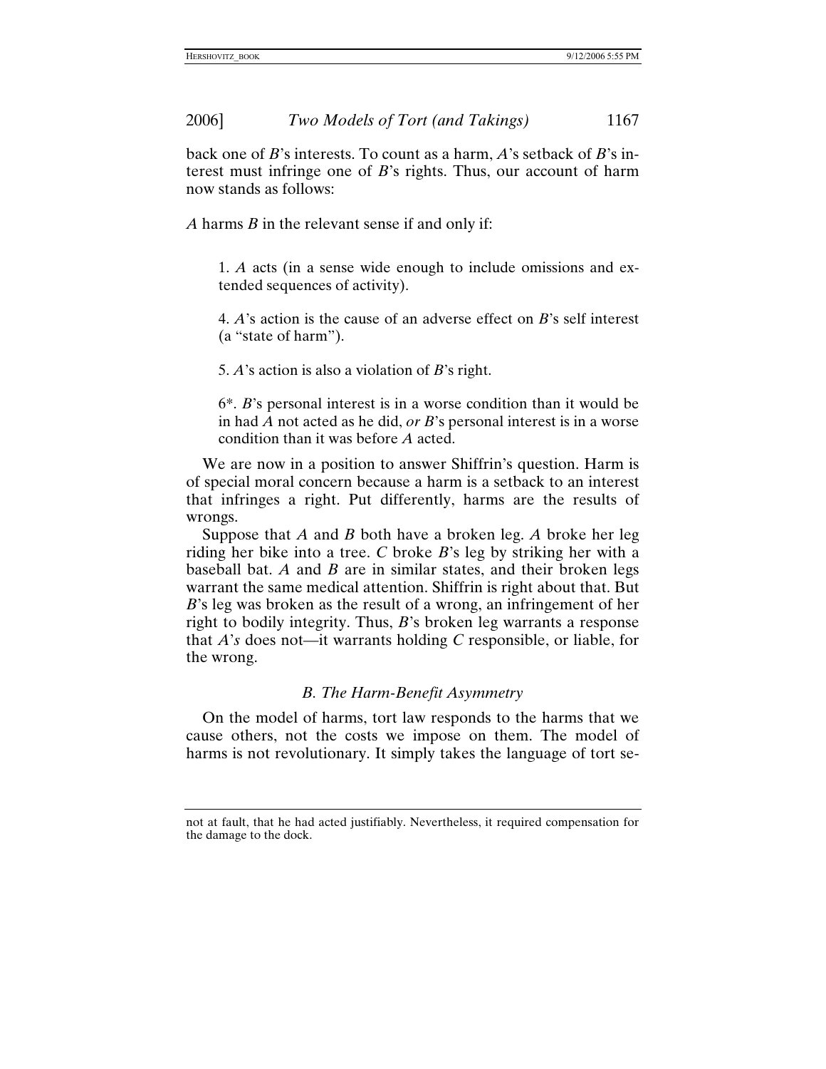back one of *B*'s interests. To count as a harm, *A*'s setback of *B*'s interest must infringe one of *B*'s rights. Thus, our account of harm now stands as follows:

*A* harms *B* in the relevant sense if and only if:

> 1. *A* acts (in a sense wide enough to include omissions and extended sequences of activity).
>
> 4. *A*'s action is the cause of an adverse effect on *B*'s self interest (a "state of harm").
>
> 5. *A*'s action is also a violation of *B*'s right.
>
> 6*. *B*'s personal interest is in a worse condition than it would be in had *A* not acted as he did, *or* *B*'s personal interest is in a worse condition than it was before *A* acted.

We are now in a position to answer Shiffrin's question. Harm is of special moral concern because a harm is a setback to an interest that infringes a right. Put differently, harms are the results of wrongs.

Suppose that *A* and *B* both have a broken leg. *A* broke her leg riding her bike into a tree. *C* broke *B*'s leg by striking her with a baseball bat. *A* and *B* are in similar states, and their broken legs warrant the same medical attention. Shiffrin is right about that. But *B*'s leg was broken as the result of a wrong, an infringement of her right to bodily integrity. Thus, *B*'s broken leg warrants a response that *A's* does not—it warrants holding *C* responsible, or liable, for the wrong.

### *B. The Harm-Benefit Asymmetry*

On the model of harms, tort law responds to the harms that we cause others, not the costs we impose on them. The model of harms is not revolutionary. It simply takes the language of tort se-

---

not at fault, that he had acted justifiably. Nevertheless, it required compensation for the damage to the dock.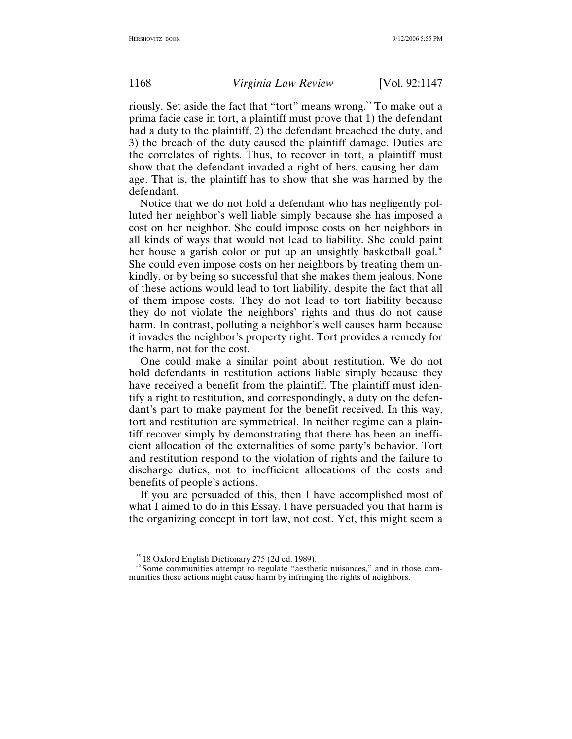riously. Set aside the fact that "tort" means wrong.[55] To make out a prima facie case in tort, a plaintiff must prove that 1) the defendant had a duty to the plaintiff, 2) the defendant breached the duty, and 3) the breach of the duty caused the plaintiff damage. Duties are the correlates of rights. Thus, to recover in tort, a plaintiff must show that the defendant invaded a right of hers, causing her damage. That is, the plaintiff has to show that she was harmed by the defendant.

Notice that we do not hold a defendant who has negligently polluted her neighbor's well liable simply because she has imposed a cost on her neighbor. She could impose costs on her neighbors in all kinds of ways that would not lead to liability. She could paint her house a garish color or put up an unsightly basketball goal.[56] She could even impose costs on her neighbors by treating them unkindly, or by being so successful that she makes them jealous. None of these actions would lead to tort liability, despite the fact that all of them impose costs. They do not lead to tort liability because they do not violate the neighbors' rights and thus do not cause harm. In contrast, polluting a neighbor's well causes harm because it invades the neighbor's property right. Tort provides a remedy for the harm, not for the cost.

One could make a similar point about restitution. We do not hold defendants in restitution actions liable simply because they have received a benefit from the plaintiff. The plaintiff must identify a right to restitution, and correspondingly, a duty on the defendant's part to make payment for the benefit received. In this way, tort and restitution are symmetrical. In neither regime can a plaintiff recover simply by demonstrating that there has been an inefficient allocation of the externalities of some party's behavior. Tort and restitution respond to the violation of rights and the failure to discharge duties, not to inefficient allocations of the costs and benefits of people's actions.

If you are persuaded of this, then I have accomplished most of what I aimed to do in this Essay. I have persuaded you that harm is the organizing concept in tort law, not cost. Yet, this might seem a

[55] 18 Oxford English Dictionary 275 (2d ed. 1989).

[56] Some communities attempt to regulate "aesthetic nuisances," and in those communities these actions might cause harm by infringing the rights of neighbors.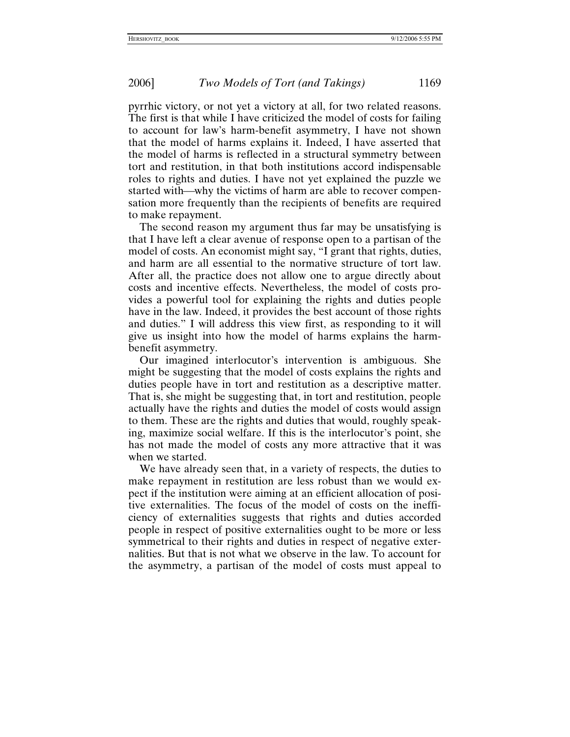pyrrhic victory, or not yet a victory at all, for two related reasons. The first is that while I have criticized the model of costs for failing to account for law's harm-benefit asymmetry, I have not shown that the model of harms explains it. Indeed, I have asserted that the model of harms is reflected in a structural symmetry between tort and restitution, in that both institutions accord indispensable roles to rights and duties. I have not yet explained the puzzle we started with—why the victims of harm are able to recover compensation more frequently than the recipients of benefits are required to make repayment.

The second reason my argument thus far may be unsatisfying is that I have left a clear avenue of response open to a partisan of the model of costs. An economist might say, "I grant that rights, duties, and harm are all essential to the normative structure of tort law. After all, the practice does not allow one to argue directly about costs and incentive effects. Nevertheless, the model of costs provides a powerful tool for explaining the rights and duties people have in the law. Indeed, it provides the best account of those rights and duties." I will address this view first, as responding to it will give us insight into how the model of harms explains the harm-benefit asymmetry.

Our imagined interlocutor's intervention is ambiguous. She might be suggesting that the model of costs explains the rights and duties people have in tort and restitution as a descriptive matter. That is, she might be suggesting that, in tort and restitution, people actually have the rights and duties the model of costs would assign to them. These are the rights and duties that would, roughly speaking, maximize social welfare. If this is the interlocutor's point, she has not made the model of costs any more attractive that it was when we started.

We have already seen that, in a variety of respects, the duties to make repayment in restitution are less robust than we would expect if the institution were aiming at an efficient allocation of positive externalities. The focus of the model of costs on the inefficiency of externalities suggests that rights and duties accorded people in respect of positive externalities ought to be more or less symmetrical to their rights and duties in respect of negative externalities. But that is not what we observe in the law. To account for the asymmetry, a partisan of the model of costs must appeal to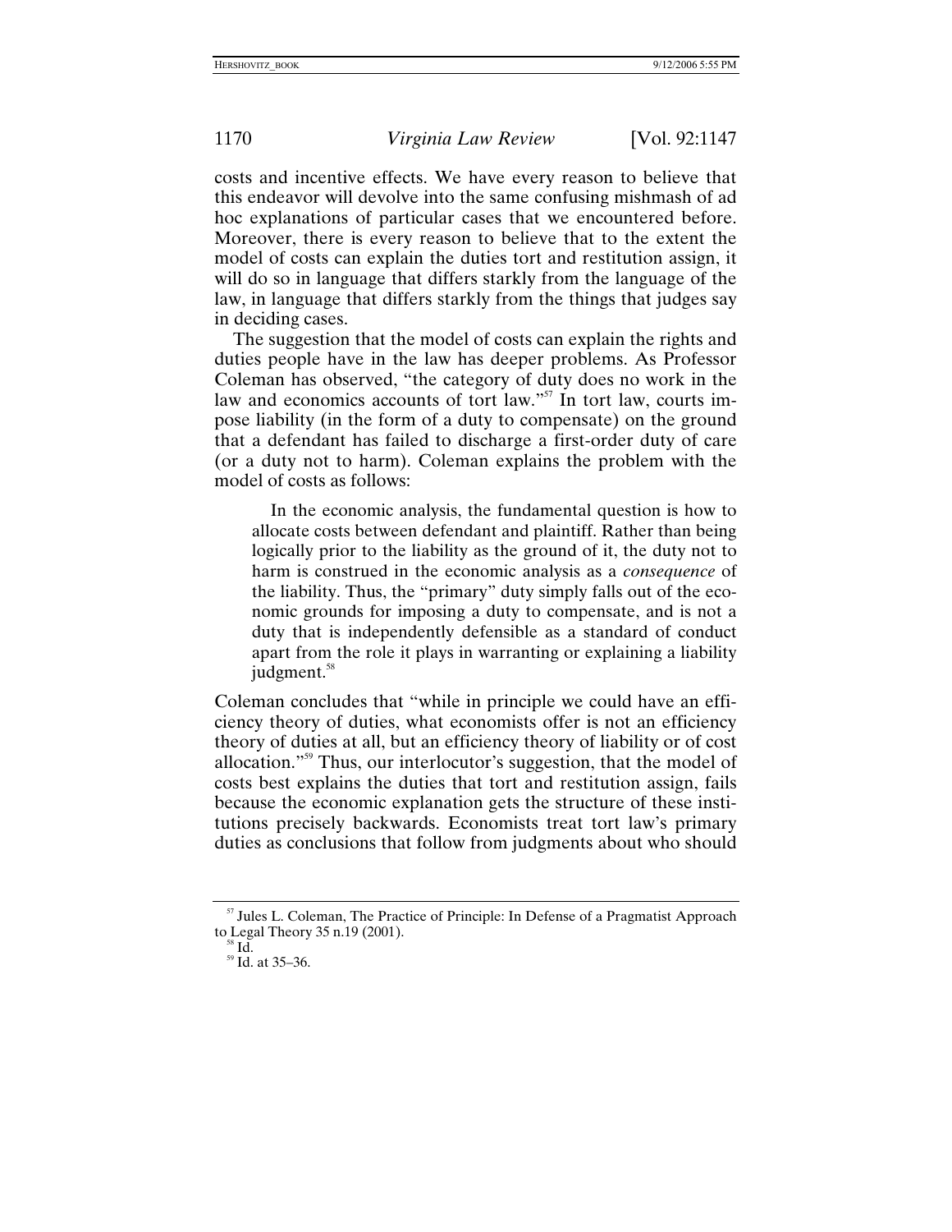costs and incentive effects. We have every reason to believe that this endeavor will devolve into the same confusing mishmash of ad hoc explanations of particular cases that we encountered before. Moreover, there is every reason to believe that to the extent the model of costs can explain the duties tort and restitution assign, it will do so in language that differs starkly from the language of the law, in language that differs starkly from the things that judges say in deciding cases.

The suggestion that the model of costs can explain the rights and duties people have in the law has deeper problems. As Professor Coleman has observed, "the category of duty does no work in the law and economics accounts of tort law."[57] In tort law, courts impose liability (in the form of a duty to compensate) on the ground that a defendant has failed to discharge a first-order duty of care (or a duty not to harm). Coleman explains the problem with the model of costs as follows:

> In the economic analysis, the fundamental question is how to allocate costs between defendant and plaintiff. Rather than being logically prior to the liability as the ground of it, the duty not to harm is construed in the economic analysis as a *consequence* of the liability. Thus, the "primary" duty simply falls out of the economic grounds for imposing a duty to compensate, and is not a duty that is independently defensible as a standard of conduct apart from the role it plays in warranting or explaining a liability judgment.[58]

Coleman concludes that "while in principle we could have an efficiency theory of duties, what economists offer is not an efficiency theory of duties at all, but an efficiency theory of liability or of cost allocation."[59] Thus, our interlocutor's suggestion, that the model of costs best explains the duties that tort and restitution assign, fails because the economic explanation gets the structure of these institutions precisely backwards. Economists treat tort law's primary duties as conclusions that follow from judgments about who should

---

[57] Jules L. Coleman, The Practice of Principle: In Defense of a Pragmatist Approach to Legal Theory 35 n.19 (2001).

[58] Id.

[59] Id. at 35–36.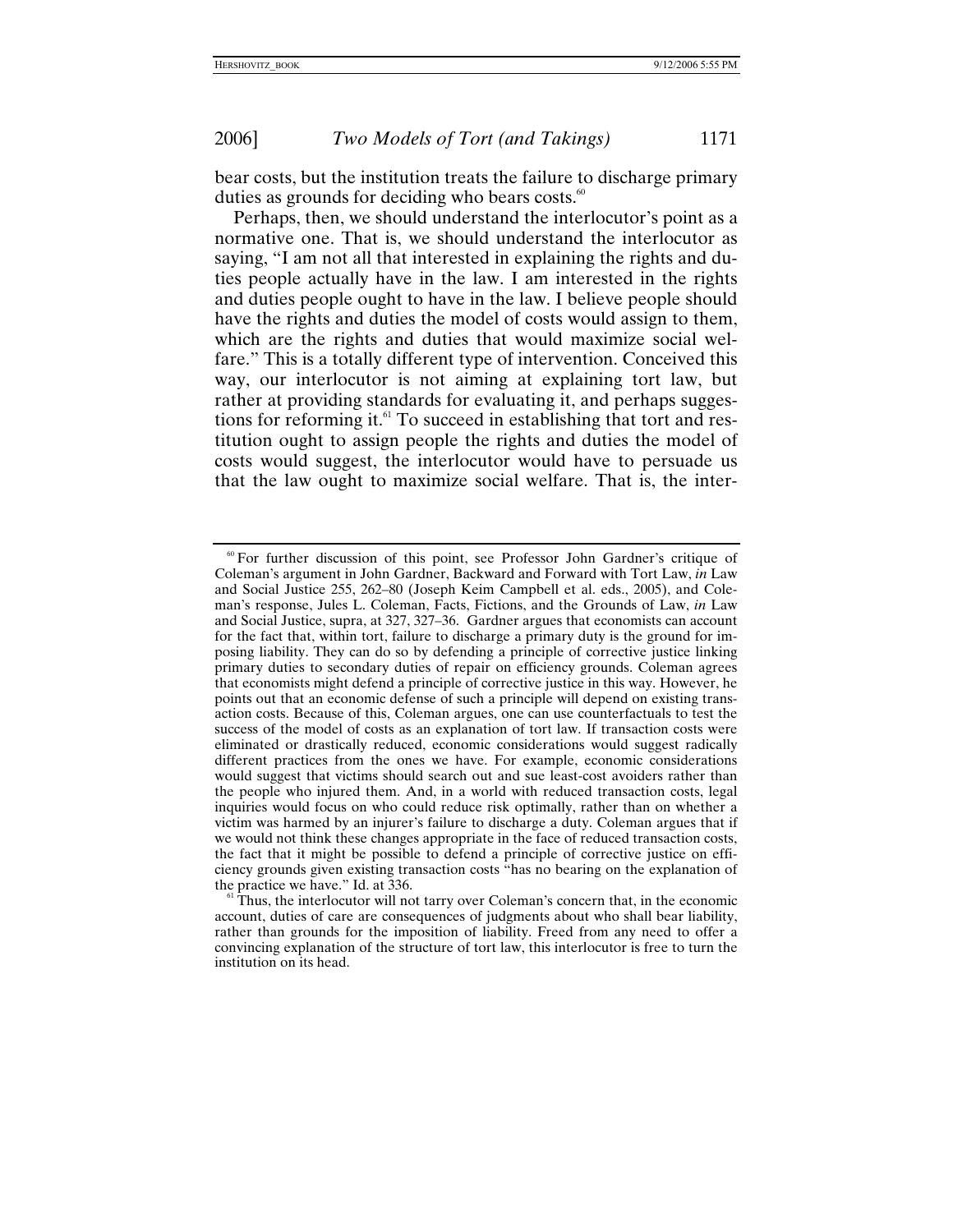bear costs, but the institution treats the failure to discharge primary duties as grounds for deciding who bears costs.[60]

Perhaps, then, we should understand the interlocutor's point as a normative one. That is, we should understand the interlocutor as saying, "I am not all that interested in explaining the rights and duties people actually have in the law. I am interested in the rights and duties people ought to have in the law. I believe people should have the rights and duties the model of costs would assign to them, which are the rights and duties that would maximize social welfare." This is a totally different type of intervention. Conceived this way, our interlocutor is not aiming at explaining tort law, but rather at providing standards for evaluating it, and perhaps suggestions for reforming it.[61] To succeed in establishing that tort and restitution ought to assign people the rights and duties the model of costs would suggest, the interlocutor would have to persuade us that the law ought to maximize social welfare. That is, the inter-

---

[60] For further discussion of this point, see Professor John Gardner's critique of Coleman's argument in John Gardner, Backward and Forward with Tort Law, *in* Law and Social Justice 255, 262–80 (Joseph Keim Campbell et al. eds., 2005), and Coleman's response, Jules L. Coleman, Facts, Fictions, and the Grounds of Law, *in* Law and Social Justice, supra, at 327, 327–36. Gardner argues that economists can account for the fact that, within tort, failure to discharge a primary duty is the ground for imposing liability. They can do so by defending a principle of corrective justice linking primary duties to secondary duties of repair on efficiency grounds. Coleman agrees that economists might defend a principle of corrective justice in this way. However, he points out that an economic defense of such a principle will depend on existing transaction costs. Because of this, Coleman argues, one can use counterfactuals to test the success of the model of costs as an explanation of tort law. If transaction costs were eliminated or drastically reduced, economic considerations would suggest radically different practices from the ones we have. For example, economic considerations would suggest that victims should search out and sue least-cost avoiders rather than the people who injured them. And, in a world with reduced transaction costs, legal inquiries would focus on who could reduce risk optimally, rather than on whether a victim was harmed by an injurer's failure to discharge a duty. Coleman argues that if we would not think these changes appropriate in the face of reduced transaction costs, the fact that it might be possible to defend a principle of corrective justice on efficiency grounds given existing transaction costs "has no bearing on the explanation of the practice we have." Id. at 336.

[61] Thus, the interlocutor will not tarry over Coleman's concern that, in the economic account, duties of care are consequences of judgments about who shall bear liability, rather than grounds for the imposition of liability. Freed from any need to offer a convincing explanation of the structure of tort law, this interlocutor is free to turn the institution on its head.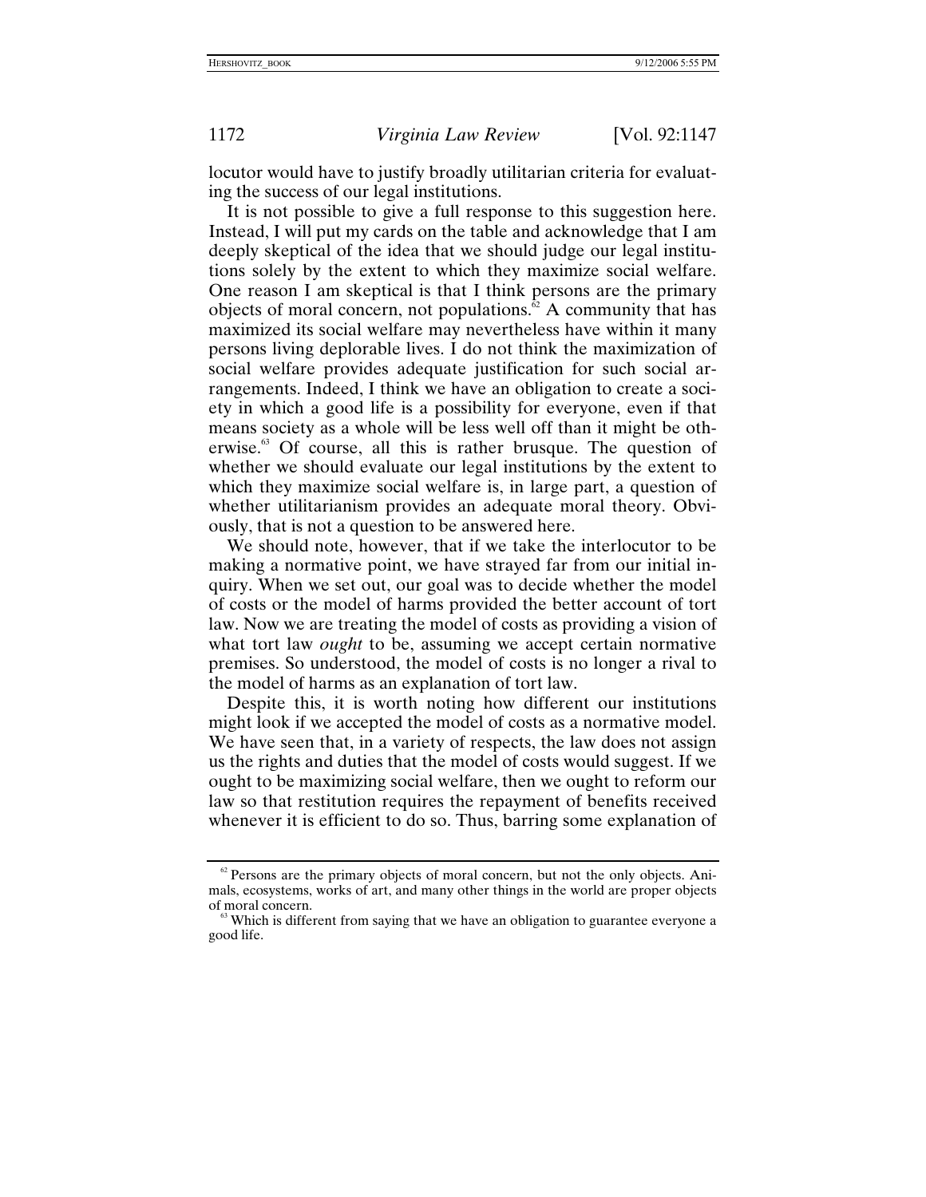locutor would have to justify broadly utilitarian criteria for evaluating the success of our legal institutions.

It is not possible to give a full response to this suggestion here. Instead, I will put my cards on the table and acknowledge that I am deeply skeptical of the idea that we should judge our legal institutions solely by the extent to which they maximize social welfare. One reason I am skeptical is that I think persons are the primary objects of moral concern, not populations.[62] A community that has maximized its social welfare may nevertheless have within it many persons living deplorable lives. I do not think the maximization of social welfare provides adequate justification for such social arrangements. Indeed, I think we have an obligation to create a society in which a good life is a possibility for everyone, even if that means society as a whole will be less well off than it might be otherwise.[63] Of course, all this is rather brusque. The question of whether we should evaluate our legal institutions by the extent to which they maximize social welfare is, in large part, a question of whether utilitarianism provides an adequate moral theory. Obviously, that is not a question to be answered here.

We should note, however, that if we take the interlocutor to be making a normative point, we have strayed far from our initial inquiry. When we set out, our goal was to decide whether the model of costs or the model of harms provided the better account of tort law. Now we are treating the model of costs as providing a vision of what tort law *ought* to be, assuming we accept certain normative premises. So understood, the model of costs is no longer a rival to the model of harms as an explanation of tort law.

Despite this, it is worth noting how different our institutions might look if we accepted the model of costs as a normative model. We have seen that, in a variety of respects, the law does not assign us the rights and duties that the model of costs would suggest. If we ought to be maximizing social welfare, then we ought to reform our law so that restitution requires the repayment of benefits received whenever it is efficient to do so. Thus, barring some explanation of

[62] Persons are the primary objects of moral concern, but not the only objects. Animals, ecosystems, works of art, and many other things in the world are proper objects of moral concern.

[63] Which is different from saying that we have an obligation to guarantee everyone a good life.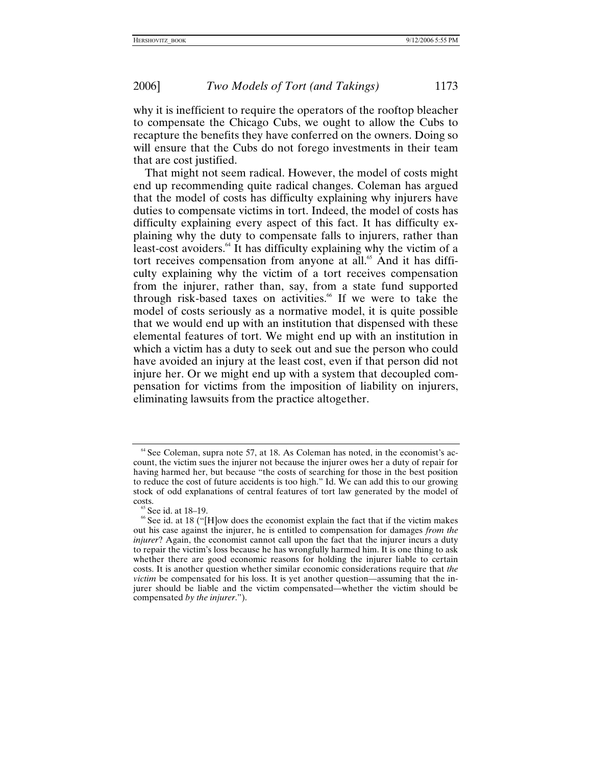why it is inefficient to require the operators of the rooftop bleacher to compensate the Chicago Cubs, we ought to allow the Cubs to recapture the benefits they have conferred on the owners. Doing so will ensure that the Cubs do not forego investments in their team that are cost justified.

That might not seem radical. However, the model of costs might end up recommending quite radical changes. Coleman has argued that the model of costs has difficulty explaining why injurers have duties to compensate victims in tort. Indeed, the model of costs has difficulty explaining every aspect of this fact. It has difficulty explaining why the duty to compensate falls to injurers, rather than least-cost avoiders.[64] It has difficulty explaining why the victim of a tort receives compensation from anyone at all.[65] And it has difficulty explaining why the victim of a tort receives compensation from the injurer, rather than, say, from a state fund supported through risk-based taxes on activities.[66] If we were to take the model of costs seriously as a normative model, it is quite possible that we would end up with an institution that dispensed with these elemental features of tort. We might end up with an institution in which a victim has a duty to seek out and sue the person who could have avoided an injury at the least cost, even if that person did not injure her. Or we might end up with a system that decoupled compensation for victims from the imposition of liability on injurers, eliminating lawsuits from the practice altogether.

---

[64] See Coleman, supra note 57, at 18. As Coleman has noted, in the economist's account, the victim sues the injurer not because the injurer owes her a duty of repair for having harmed her, but because "the costs of searching for those in the best position to reduce the cost of future accidents is too high." Id. We can add this to our growing stock of odd explanations of central features of tort law generated by the model of costs.

[65] See id. at 18–19.

[66] See id. at 18 ("[H]ow does the economist explain the fact that if the victim makes out his case against the injurer, he is entitled to compensation for damages *from the injurer*? Again, the economist cannot call upon the fact that the injurer incurs a duty to repair the victim's loss because he has wrongfully harmed him. It is one thing to ask whether there are good economic reasons for holding the injurer liable to certain costs. It is another question whether similar economic considerations require that *the victim* be compensated for his loss. It is yet another question—assuming that the injurer should be liable and the victim compensated—whether the victim should be compensated *by the injurer*.").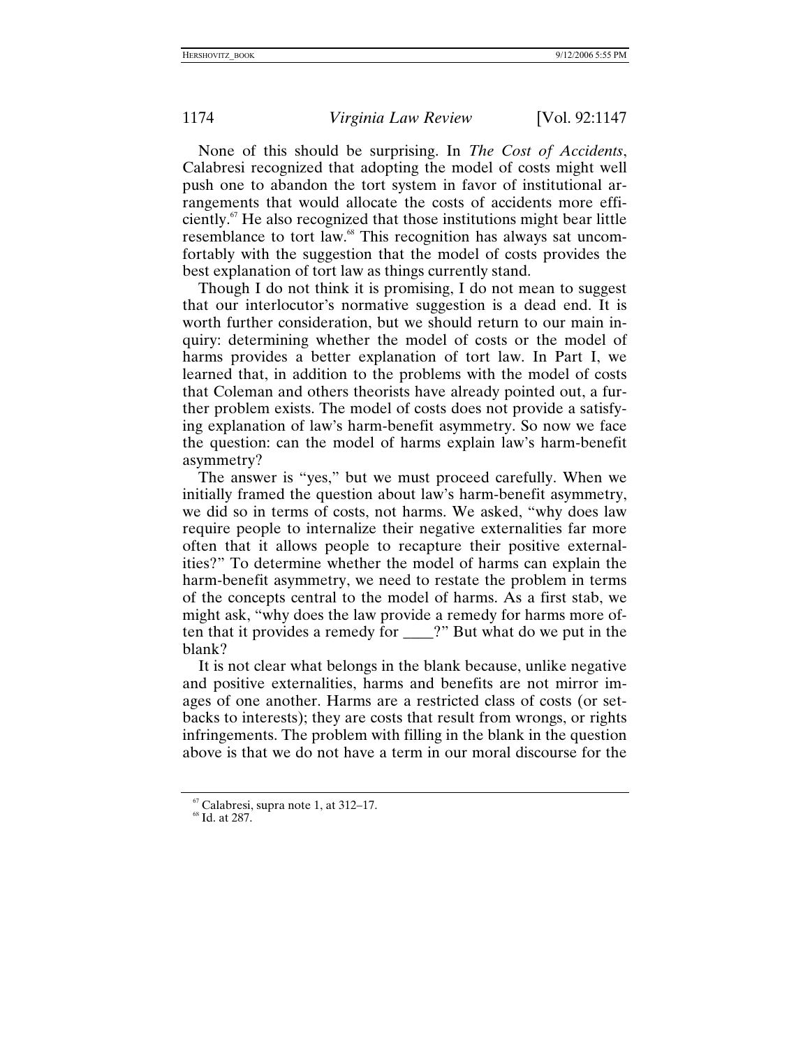None of this should be surprising. In *The Cost of Accidents*, Calabresi recognized that adopting the model of costs might well push one to abandon the tort system in favor of institutional arrangements that would allocate the costs of accidents more efficiently.[67] He also recognized that those institutions might bear little resemblance to tort law.[68] This recognition has always sat uncomfortably with the suggestion that the model of costs provides the best explanation of tort law as things currently stand.

Though I do not think it is promising, I do not mean to suggest that our interlocutor's normative suggestion is a dead end. It is worth further consideration, but we should return to our main inquiry: determining whether the model of costs or the model of harms provides a better explanation of tort law. In Part I, we learned that, in addition to the problems with the model of costs that Coleman and others theorists have already pointed out, a further problem exists. The model of costs does not provide a satisfying explanation of law's harm-benefit asymmetry. So now we face the question: can the model of harms explain law's harm-benefit asymmetry?

The answer is "yes," but we must proceed carefully. When we initially framed the question about law's harm-benefit asymmetry, we did so in terms of costs, not harms. We asked, "why does law require people to internalize their negative externalities far more often that it allows people to recapture their positive externalities?" To determine whether the model of harms can explain the harm-benefit asymmetry, we need to restate the problem in terms of the concepts central to the model of harms. As a first stab, we might ask, "why does the law provide a remedy for harms more often that it provides a remedy for ____?" But what do we put in the blank?

It is not clear what belongs in the blank because, unlike negative and positive externalities, harms and benefits are not mirror images of one another. Harms are a restricted class of costs (or setbacks to interests); they are costs that result from wrongs, or rights infringements. The problem with filling in the blank in the question above is that we do not have a term in our moral discourse for the

---

[67] Calabresi, supra note 1, at 312–17.

[68] Id. at 287.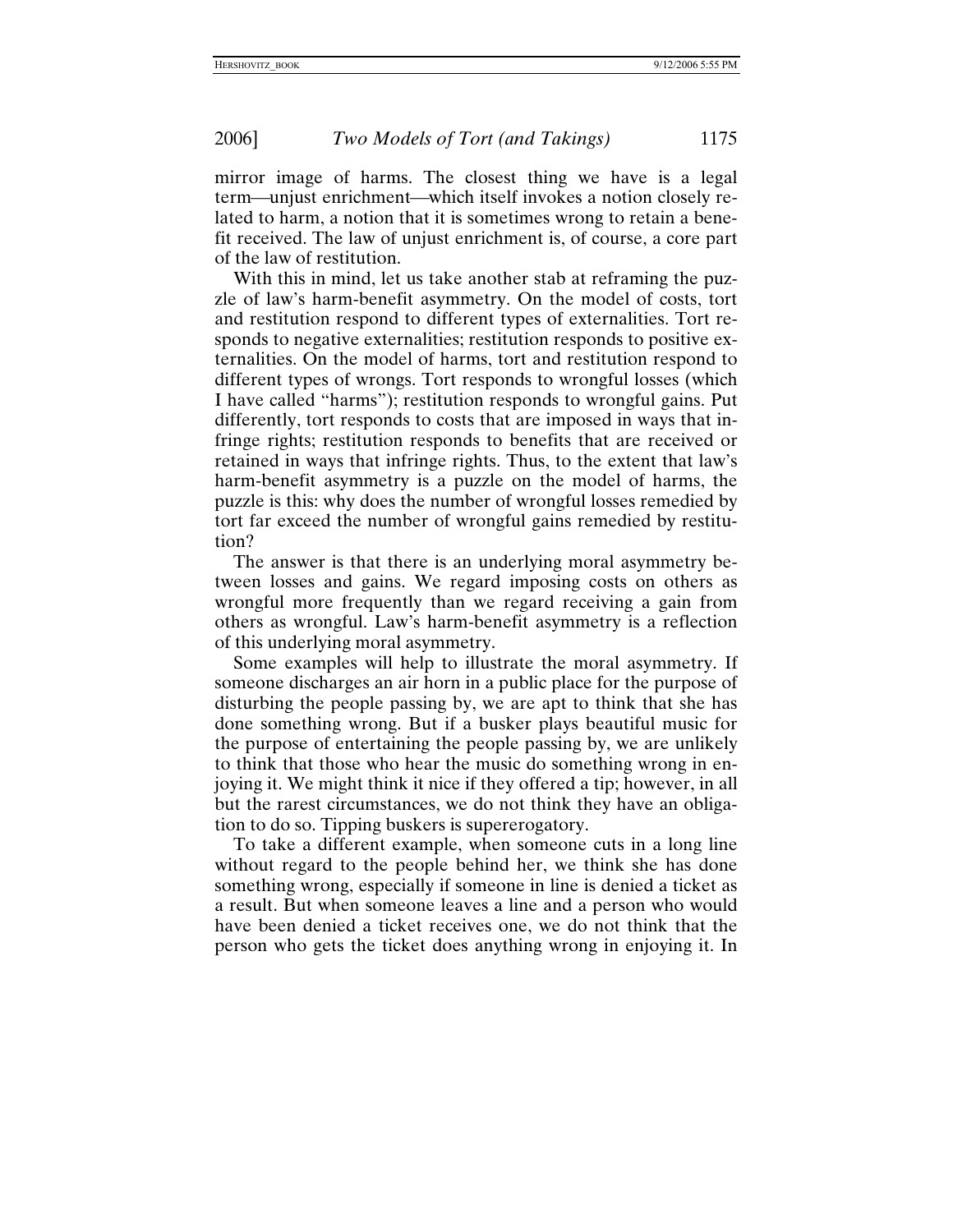mirror image of harms. The closest thing we have is a legal term—unjust enrichment—which itself invokes a notion closely related to harm, a notion that it is sometimes wrong to retain a benefit received. The law of unjust enrichment is, of course, a core part of the law of restitution.

With this in mind, let us take another stab at reframing the puzzle of law's harm-benefit asymmetry. On the model of costs, tort and restitution respond to different types of externalities. Tort responds to negative externalities; restitution responds to positive externalities. On the model of harms, tort and restitution respond to different types of wrongs. Tort responds to wrongful losses (which I have called "harms"); restitution responds to wrongful gains. Put differently, tort responds to costs that are imposed in ways that infringe rights; restitution responds to benefits that are received or retained in ways that infringe rights. Thus, to the extent that law's harm-benefit asymmetry is a puzzle on the model of harms, the puzzle is this: why does the number of wrongful losses remedied by tort far exceed the number of wrongful gains remedied by restitution?

The answer is that there is an underlying moral asymmetry between losses and gains. We regard imposing costs on others as wrongful more frequently than we regard receiving a gain from others as wrongful. Law's harm-benefit asymmetry is a reflection of this underlying moral asymmetry.

Some examples will help to illustrate the moral asymmetry. If someone discharges an air horn in a public place for the purpose of disturbing the people passing by, we are apt to think that she has done something wrong. But if a busker plays beautiful music for the purpose of entertaining the people passing by, we are unlikely to think that those who hear the music do something wrong in enjoying it. We might think it nice if they offered a tip; however, in all but the rarest circumstances, we do not think they have an obligation to do so. Tipping buskers is supererogatory.

To take a different example, when someone cuts in a long line without regard to the people behind her, we think she has done something wrong, especially if someone in line is denied a ticket as a result. But when someone leaves a line and a person who would have been denied a ticket receives one, we do not think that the person who gets the ticket does anything wrong in enjoying it. In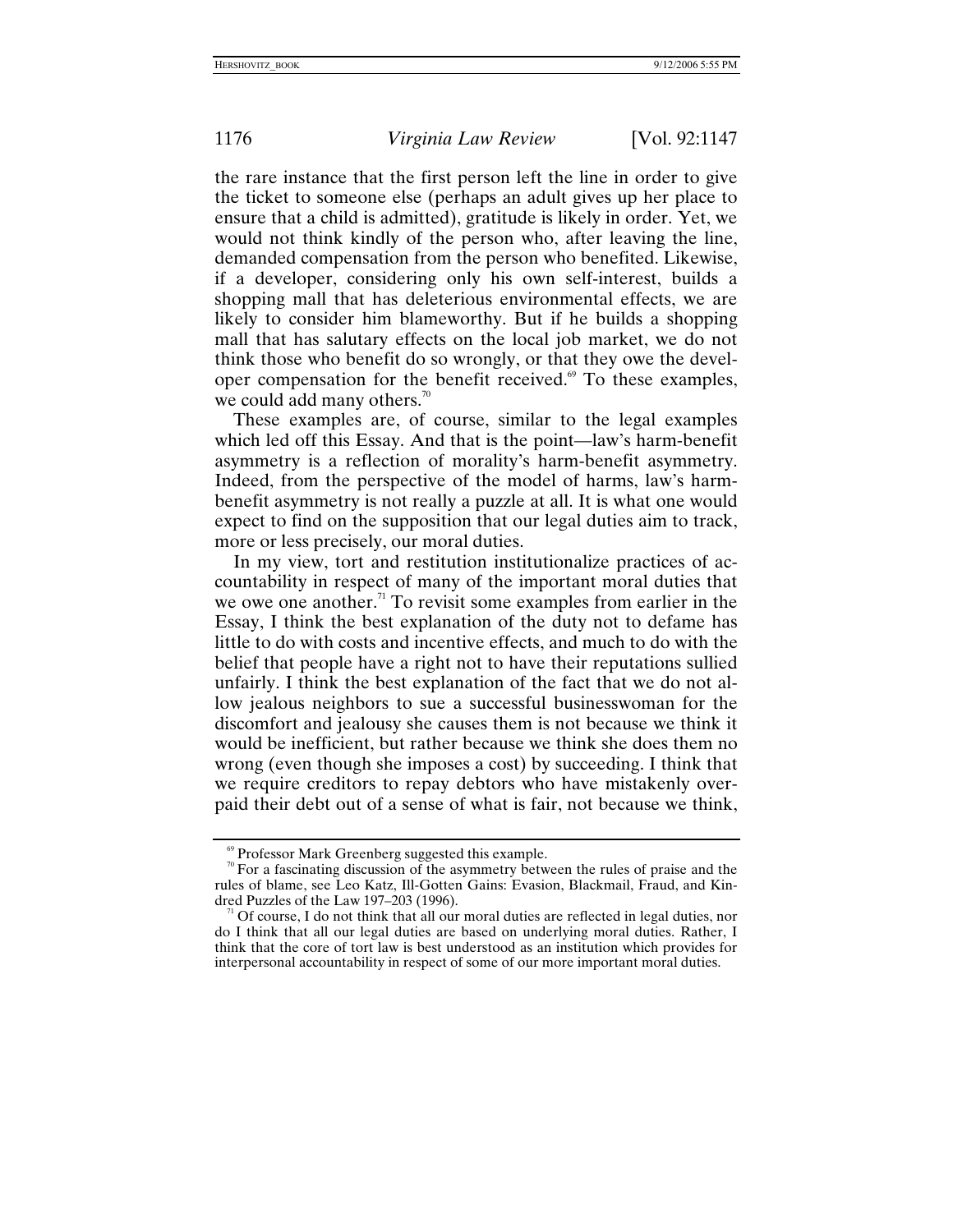the rare instance that the first person left the line in order to give the ticket to someone else (perhaps an adult gives up her place to ensure that a child is admitted), gratitude is likely in order. Yet, we would not think kindly of the person who, after leaving the line, demanded compensation from the person who benefited. Likewise, if a developer, considering only his own self-interest, builds a shopping mall that has deleterious environmental effects, we are likely to consider him blameworthy. But if he builds a shopping mall that has salutary effects on the local job market, we do not think those who benefit do so wrongly, or that they owe the developer compensation for the benefit received.[69] To these examples, we could add many others.[70]

These examples are, of course, similar to the legal examples which led off this Essay. And that is the point—law's harm-benefit asymmetry is a reflection of morality's harm-benefit asymmetry. Indeed, from the perspective of the model of harms, law's harm-benefit asymmetry is not really a puzzle at all. It is what one would expect to find on the supposition that our legal duties aim to track, more or less precisely, our moral duties.

In my view, tort and restitution institutionalize practices of accountability in respect of many of the important moral duties that we owe one another.[71] To revisit some examples from earlier in the Essay, I think the best explanation of the duty not to defame has little to do with costs and incentive effects, and much to do with the belief that people have a right not to have their reputations sullied unfairly. I think the best explanation of the fact that we do not allow jealous neighbors to sue a successful businesswoman for the discomfort and jealousy she causes them is not because we think it would be inefficient, but rather because we think she does them no wrong (even though she imposes a cost) by succeeding. I think that we require creditors to repay debtors who have mistakenly overpaid their debt out of a sense of what is fair, not because we think,

---

[69] Professor Mark Greenberg suggested this example.

[70] For a fascinating discussion of the asymmetry between the rules of praise and the rules of blame, see Leo Katz, Ill-Gotten Gains: Evasion, Blackmail, Fraud, and Kindred Puzzles of the Law 197–203 (1996).

[71] Of course, I do not think that all our moral duties are reflected in legal duties, nor do I think that all our legal duties are based on underlying moral duties. Rather, I think that the core of tort law is best understood as an institution which provides for interpersonal accountability in respect of some of our more important moral duties.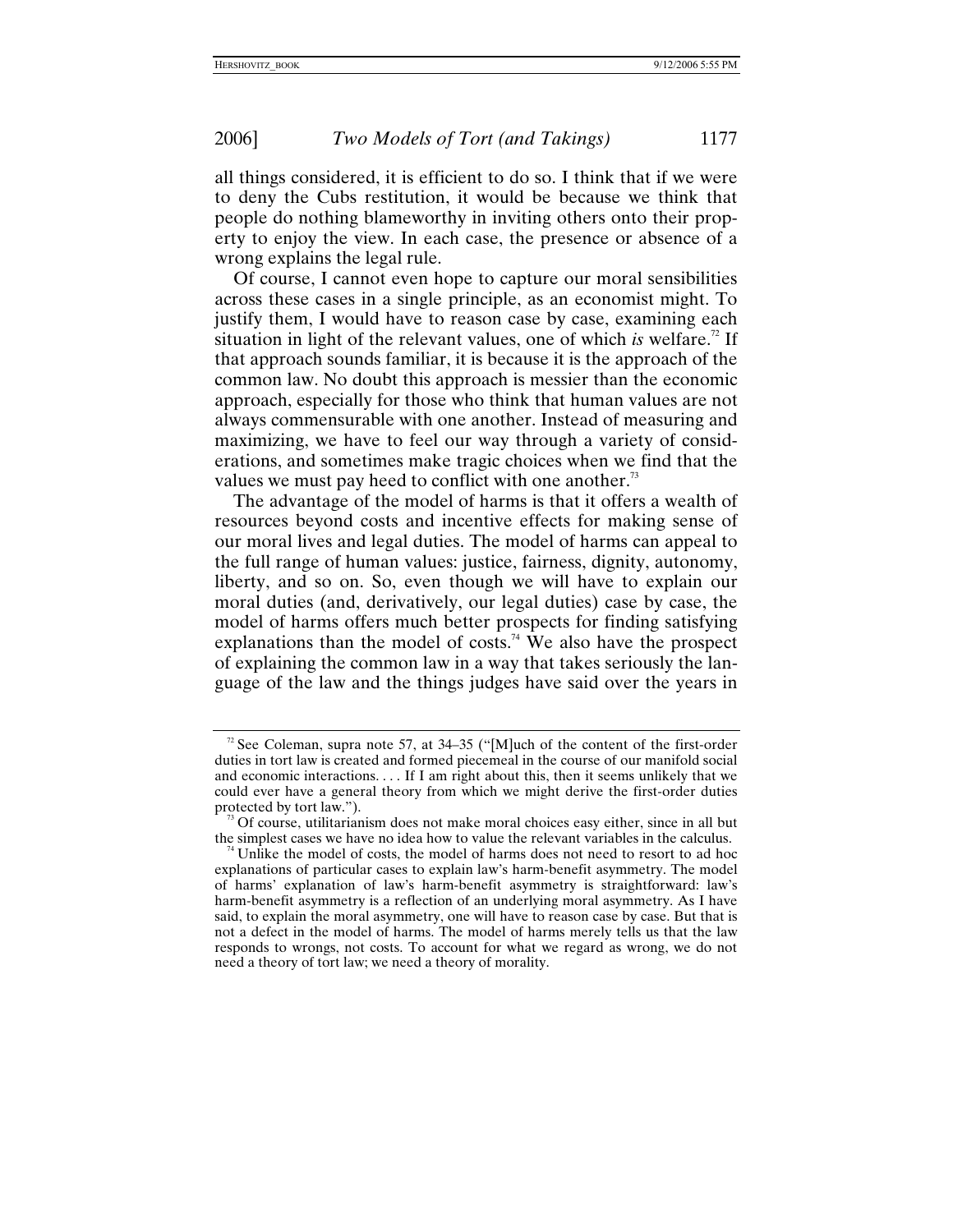all things considered, it is efficient to do so. I think that if we were to deny the Cubs restitution, it would be because we think that people do nothing blameworthy in inviting others onto their property to enjoy the view. In each case, the presence or absence of a wrong explains the legal rule.

Of course, I cannot even hope to capture our moral sensibilities across these cases in a single principle, as an economist might. To justify them, I would have to reason case by case, examining each situation in light of the relevant values, one of which *is* welfare.[72] If that approach sounds familiar, it is because it is the approach of the common law. No doubt this approach is messier than the economic approach, especially for those who think that human values are not always commensurable with one another. Instead of measuring and maximizing, we have to feel our way through a variety of considerations, and sometimes make tragic choices when we find that the values we must pay heed to conflict with one another.[73]

The advantage of the model of harms is that it offers a wealth of resources beyond costs and incentive effects for making sense of our moral lives and legal duties. The model of harms can appeal to the full range of human values: justice, fairness, dignity, autonomy, liberty, and so on. So, even though we will have to explain our moral duties (and, derivatively, our legal duties) case by case, the model of harms offers much better prospects for finding satisfying explanations than the model of costs.[74] We also have the prospect of explaining the common law in a way that takes seriously the language of the law and the things judges have said over the years in

---

[72] See Coleman, supra note 57, at 34–35 ("[M]uch of the content of the first-order duties in tort law is created and formed piecemeal in the course of our manifold social and economic interactions. . . . If I am right about this, then it seems unlikely that we could ever have a general theory from which we might derive the first-order duties protected by tort law.").

[73] Of course, utilitarianism does not make moral choices easy either, since in all but the simplest cases we have no idea how to value the relevant variables in the calculus.

[74] Unlike the model of costs, the model of harms does not need to resort to ad hoc explanations of particular cases to explain law's harm-benefit asymmetry. The model of harms' explanation of law's harm-benefit asymmetry is straightforward: law's harm-benefit asymmetry is a reflection of an underlying moral asymmetry. As I have said, to explain the moral asymmetry, one will have to reason case by case. But that is not a defect in the model of harms. The model of harms merely tells us that the law responds to wrongs, not costs. To account for what we regard as wrong, we do not need a theory of tort law; we need a theory of morality.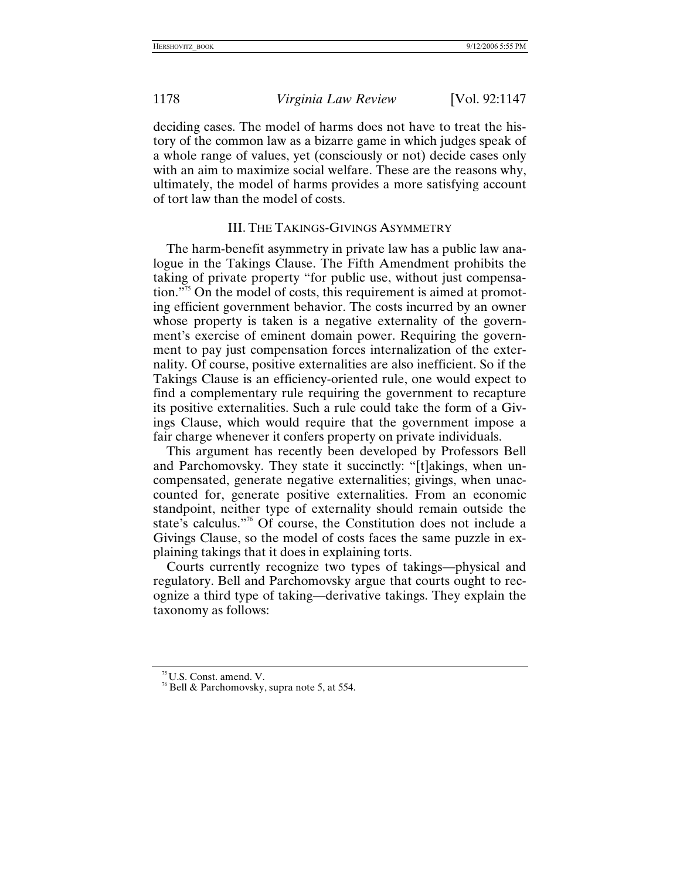deciding cases. The model of harms does not have to treat the history of the common law as a bizarre game in which judges speak of a whole range of values, yet (consciously or not) decide cases only with an aim to maximize social welfare. These are the reasons why, ultimately, the model of harms provides a more satisfying account of tort law than the model of costs.

## III. THE TAKINGS-GIVINGS ASYMMETRY

The harm-benefit asymmetry in private law has a public law analogue in the Takings Clause. The Fifth Amendment prohibits the taking of private property "for public use, without just compensation."[75] On the model of costs, this requirement is aimed at promoting efficient government behavior. The costs incurred by an owner whose property is taken is a negative externality of the government's exercise of eminent domain power. Requiring the government to pay just compensation forces internalization of the externality. Of course, positive externalities are also inefficient. So if the Takings Clause is an efficiency-oriented rule, one would expect to find a complementary rule requiring the government to recapture its positive externalities. Such a rule could take the form of a Givings Clause, which would require that the government impose a fair charge whenever it confers property on private individuals.

This argument has recently been developed by Professors Bell and Parchomovsky. They state it succinctly: "[t]akings, when uncompensated, generate negative externalities; givings, when unaccounted for, generate positive externalities. From an economic standpoint, neither type of externality should remain outside the state's calculus."[76] Of course, the Constitution does not include a Givings Clause, so the model of costs faces the same puzzle in explaining takings that it does in explaining torts.

Courts currently recognize two types of takings—physical and regulatory. Bell and Parchomovsky argue that courts ought to recognize a third type of taking—derivative takings. They explain the taxonomy as follows:

---

[75] U.S. Const. amend. V.

[76] Bell & Parchomovsky, supra note 5, at 554.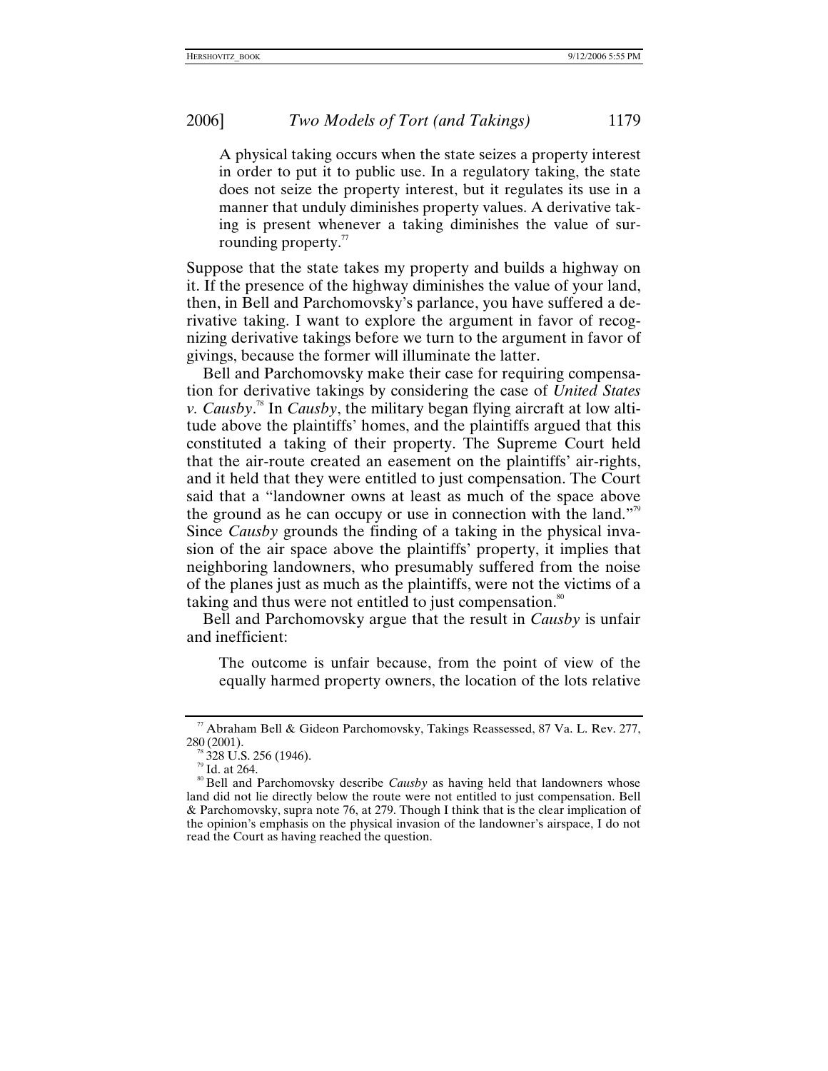> A physical taking occurs when the state seizes a property interest in order to put it to public use. In a regulatory taking, the state does not seize the property interest, but it regulates its use in a manner that unduly diminishes property values. A derivative taking is present whenever a taking diminishes the value of surrounding property.[77]

Suppose that the state takes my property and builds a highway on it. If the presence of the highway diminishes the value of your land, then, in Bell and Parchomovsky's parlance, you have suffered a derivative taking. I want to explore the argument in favor of recognizing derivative takings before we turn to the argument in favor of givings, because the former will illuminate the latter.

Bell and Parchomovsky make their case for requiring compensation for derivative takings by considering the case of *United States v. Causby*.[78] In *Causby*, the military began flying aircraft at low altitude above the plaintiffs' homes, and the plaintiffs argued that this constituted a taking of their property. The Supreme Court held that the air-route created an easement on the plaintiffs' air-rights, and it held that they were entitled to just compensation. The Court said that a "landowner owns at least as much of the space above the ground as he can occupy or use in connection with the land."[79] Since *Causby* grounds the finding of a taking in the physical invasion of the air space above the plaintiffs' property, it implies that neighboring landowners, who presumably suffered from the noise of the planes just as much as the plaintiffs, were not the victims of a taking and thus were not entitled to just compensation.[80]

Bell and Parchomovsky argue that the result in *Causby* is unfair and inefficient:

> The outcome is unfair because, from the point of view of the equally harmed property owners, the location of the lots relative

---

[77] Abraham Bell & Gideon Parchomovsky, Takings Reassessed, 87 Va. L. Rev. 277, 280 (2001).

[78] 328 U.S. 256 (1946).

[79] Id. at 264.

[80] Bell and Parchomovsky describe *Causby* as having held that landowners whose land did not lie directly below the route were not entitled to just compensation. Bell & Parchomovsky, supra note 76, at 279. Though I think that is the clear implication of the opinion's emphasis on the physical invasion of the landowner's airspace, I do not read the Court as having reached the question.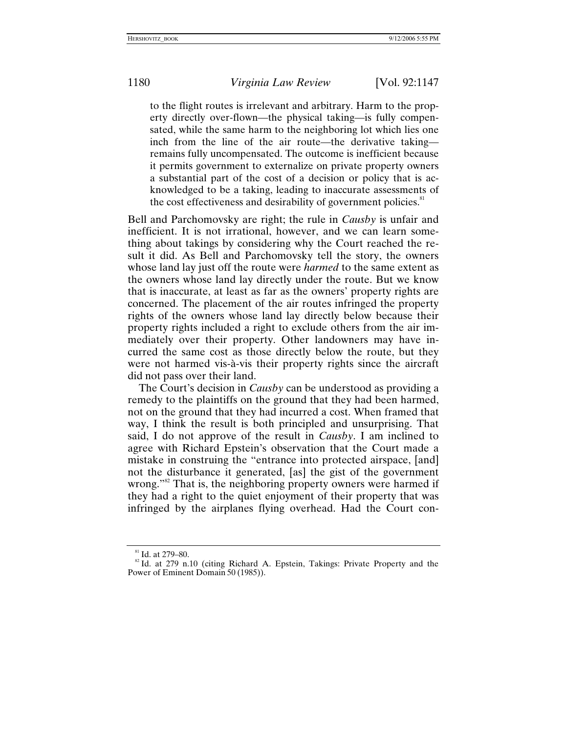> to the flight routes is irrelevant and arbitrary. Harm to the property directly over-flown—the physical taking—is fully compensated, while the same harm to the neighboring lot which lies one inch from the line of the air route—the derivative taking—remains fully uncompensated. The outcome is inefficient because it permits government to externalize on private property owners a substantial part of the cost of a decision or policy that is acknowledged to be a taking, leading to inaccurate assessments of the cost effectiveness and desirability of government policies.[81]

Bell and Parchomovsky are right; the rule in *Causby* is unfair and inefficient. It is not irrational, however, and we can learn something about takings by considering why the Court reached the result it did. As Bell and Parchomovsky tell the story, the owners whose land lay just off the route were *harmed* to the same extent as the owners whose land lay directly under the route. But we know that is inaccurate, at least as far as the owners' property rights are concerned. The placement of the air routes infringed the property rights of the owners whose land lay directly below because their property rights included a right to exclude others from the air immediately over their property. Other landowners may have incurred the same cost as those directly below the route, but they were not harmed vis-à-vis their property rights since the aircraft did not pass over their land.

The Court's decision in *Causby* can be understood as providing a remedy to the plaintiffs on the ground that they had been harmed, not on the ground that they had incurred a cost. When framed that way, I think the result is both principled and unsurprising. That said, I do not approve of the result in *Causby*. I am inclined to agree with Richard Epstein's observation that the Court made a mistake in construing the "entrance into protected airspace, [and] not the disturbance it generated, [as] the gist of the government wrong."[82] That is, the neighboring property owners were harmed if they had a right to the quiet enjoyment of their property that was infringed by the airplanes flying overhead. Had the Court con-

[81] Id. at 279–80.

[82] Id. at 279 n.10 (citing Richard A. Epstein, Takings: Private Property and the Power of Eminent Domain 50 (1985)).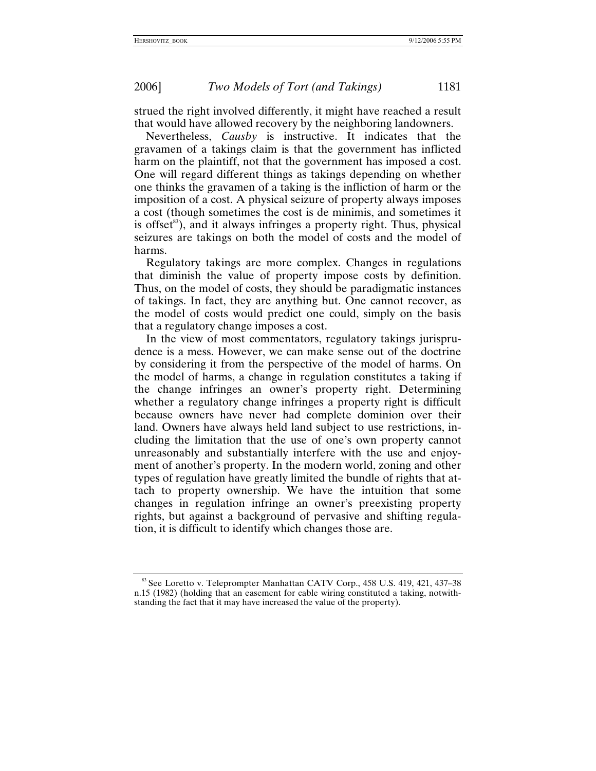strued the right involved differently, it might have reached a result that would have allowed recovery by the neighboring landowners.

Nevertheless, *Causby* is instructive. It indicates that the gravamen of a takings claim is that the government has inflicted harm on the plaintiff, not that the government has imposed a cost. One will regard different things as takings depending on whether one thinks the gravamen of a taking is the infliction of harm or the imposition of a cost. A physical seizure of property always imposes a cost (though sometimes the cost is de minimis, and sometimes it is offset[83]), and it always infringes a property right. Thus, physical seizures are takings on both the model of costs and the model of harms.

Regulatory takings are more complex. Changes in regulations that diminish the value of property impose costs by definition. Thus, on the model of costs, they should be paradigmatic instances of takings. In fact, they are anything but. One cannot recover, as the model of costs would predict one could, simply on the basis that a regulatory change imposes a cost.

In the view of most commentators, regulatory takings jurisprudence is a mess. However, we can make sense out of the doctrine by considering it from the perspective of the model of harms. On the model of harms, a change in regulation constitutes a taking if the change infringes an owner's property right. Determining whether a regulatory change infringes a property right is difficult because owners have never had complete dominion over their land. Owners have always held land subject to use restrictions, including the limitation that the use of one's own property cannot unreasonably and substantially interfere with the use and enjoyment of another's property. In the modern world, zoning and other types of regulation have greatly limited the bundle of rights that attach to property ownership. We have the intuition that some changes in regulation infringe an owner's preexisting property rights, but against a background of pervasive and shifting regulation, it is difficult to identify which changes those are.

---

[83] See Loretto v. Teleprompter Manhattan CATV Corp., 458 U.S. 419, 421, 437–38 n.15 (1982) (holding that an easement for cable wiring constituted a taking, notwithstanding the fact that it may have increased the value of the property).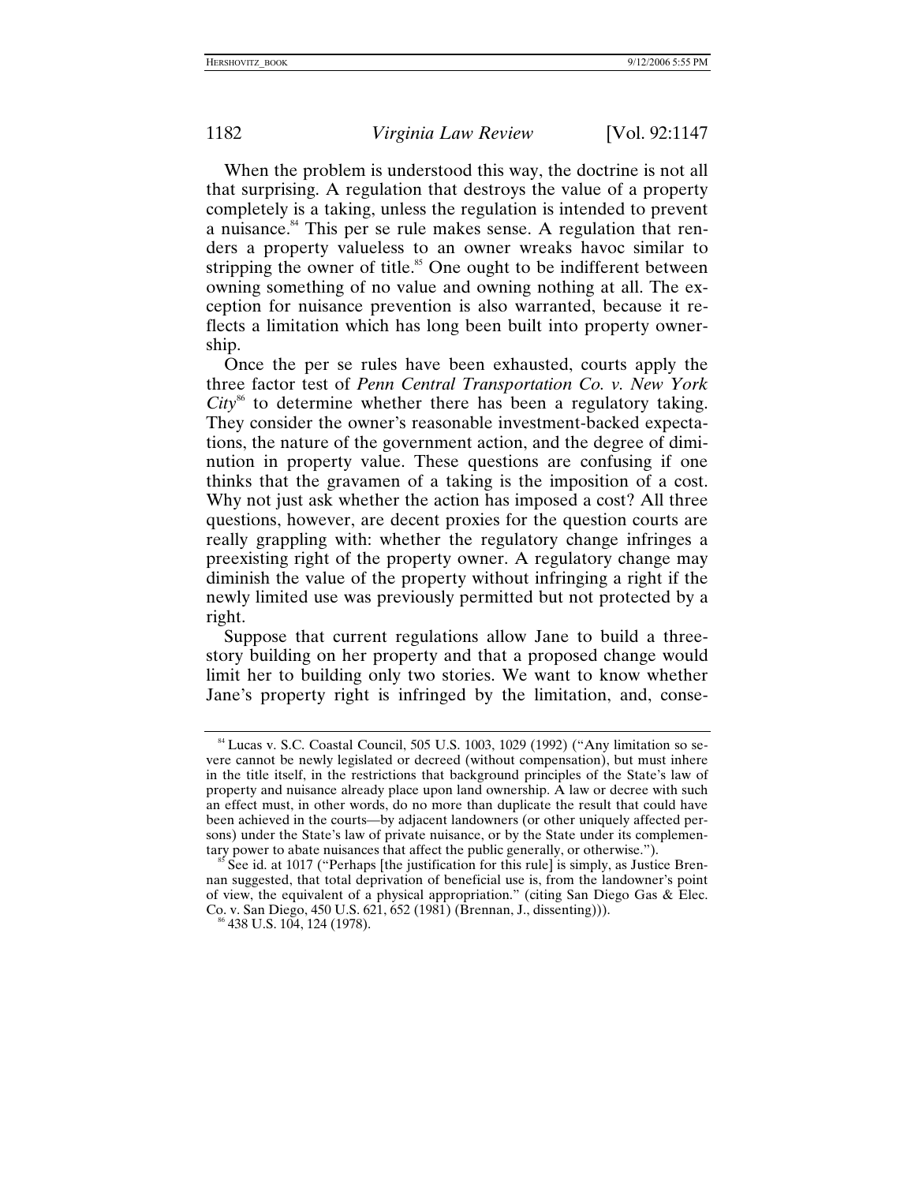When the problem is understood this way, the doctrine is not all that surprising. A regulation that destroys the value of a property completely is a taking, unless the regulation is intended to prevent a nuisance.[84] This per se rule makes sense. A regulation that renders a property valueless to an owner wreaks havoc similar to stripping the owner of title.[85] One ought to be indifferent between owning something of no value and owning nothing at all. The exception for nuisance prevention is also warranted, because it reflects a limitation which has long been built into property ownership.

Once the per se rules have been exhausted, courts apply the three factor test of *Penn Central Transportation Co. v. New York City*[86] to determine whether there has been a regulatory taking. They consider the owner's reasonable investment-backed expectations, the nature of the government action, and the degree of diminution in property value. These questions are confusing if one thinks that the gravamen of a taking is the imposition of a cost. Why not just ask whether the action has imposed a cost? All three questions, however, are decent proxies for the question courts are really grappling with: whether the regulatory change infringes a preexisting right of the property owner. A regulatory change may diminish the value of the property without infringing a right if the newly limited use was previously permitted but not protected by a right.

Suppose that current regulations allow Jane to build a three-story building on her property and that a proposed change would limit her to building only two stories. We want to know whether Jane's property right is infringed by the limitation, and, conse-

---

[84] Lucas v. S.C. Coastal Council, 505 U.S. 1003, 1029 (1992) ("Any limitation so severe cannot be newly legislated or decreed (without compensation), but must inhere in the title itself, in the restrictions that background principles of the State's law of property and nuisance already place upon land ownership. A law or decree with such an effect must, in other words, do no more than duplicate the result that could have been achieved in the courts—by adjacent landowners (or other uniquely affected persons) under the State's law of private nuisance, or by the State under its complementary power to abate nuisances that affect the public generally, or otherwise.").

[85] See id. at 1017 ("Perhaps [the justification for this rule] is simply, as Justice Brennan suggested, that total deprivation of beneficial use is, from the landowner's point of view, the equivalent of a physical appropriation." (citing San Diego Gas & Elec. Co. v. San Diego, 450 U.S. 621, 652 (1981) (Brennan, J., dissenting))).

[86] 438 U.S. 104, 124 (1978).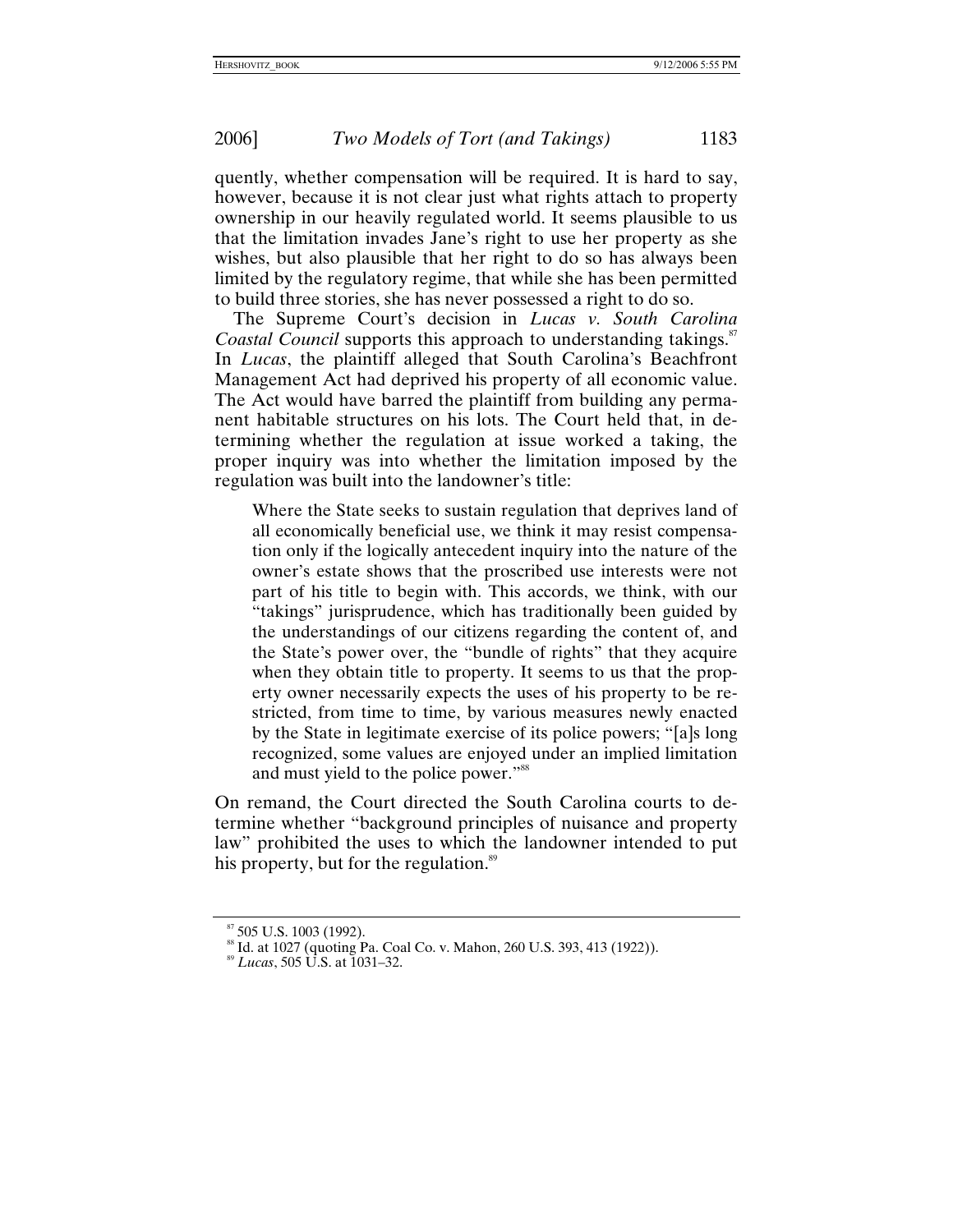quently, whether compensation will be required. It is hard to say, however, because it is not clear just what rights attach to property ownership in our heavily regulated world. It seems plausible to us that the limitation invades Jane's right to use her property as she wishes, but also plausible that her right to do so has always been limited by the regulatory regime, that while she has been permitted to build three stories, she has never possessed a right to do so.

The Supreme Court's decision in *Lucas v. South Carolina Coastal Council* supports this approach to understanding takings.[87] In *Lucas*, the plaintiff alleged that South Carolina's Beachfront Management Act had deprived his property of all economic value. The Act would have barred the plaintiff from building any permanent habitable structures on his lots. The Court held that, in determining whether the regulation at issue worked a taking, the proper inquiry was into whether the limitation imposed by the regulation was built into the landowner's title:

> Where the State seeks to sustain regulation that deprives land of all economically beneficial use, we think it may resist compensation only if the logically antecedent inquiry into the nature of the owner's estate shows that the proscribed use interests were not part of his title to begin with. This accords, we think, with our "takings" jurisprudence, which has traditionally been guided by the understandings of our citizens regarding the content of, and the State's power over, the "bundle of rights" that they acquire when they obtain title to property. It seems to us that the property owner necessarily expects the uses of his property to be restricted, from time to time, by various measures newly enacted by the State in legitimate exercise of its police powers; "[a]s long recognized, some values are enjoyed under an implied limitation and must yield to the police power."[88]

On remand, the Court directed the South Carolina courts to determine whether "background principles of nuisance and property law" prohibited the uses to which the landowner intended to put his property, but for the regulation.[89]

---

[87] 505 U.S. 1003 (1992).

[88] Id. at 1027 (quoting Pa. Coal Co. v. Mahon, 260 U.S. 393, 413 (1922)).

[89] *Lucas*, 505 U.S. at 1031–32.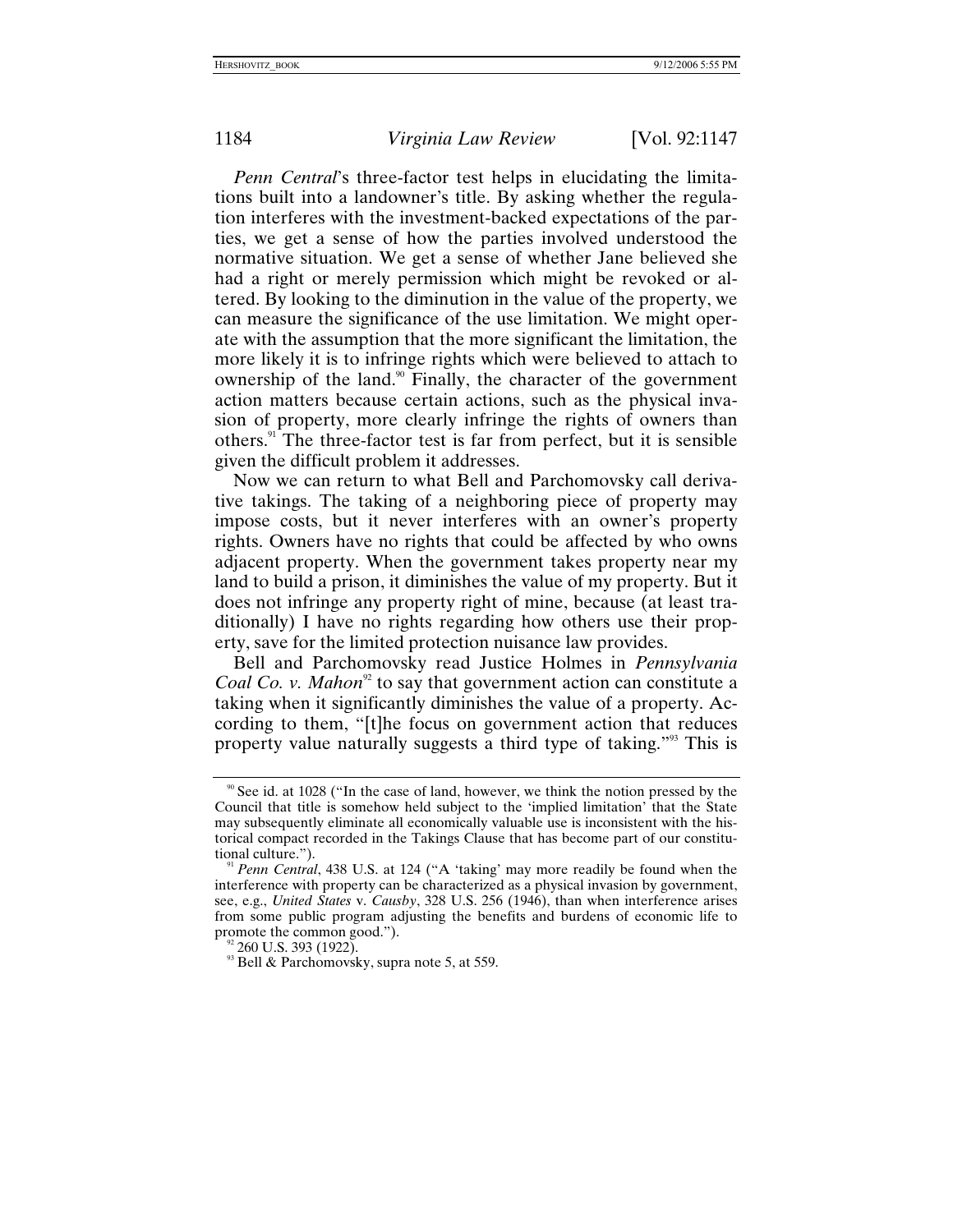*Penn Central*'s three-factor test helps in elucidating the limitations built into a landowner's title. By asking whether the regulation interferes with the investment-backed expectations of the parties, we get a sense of how the parties involved understood the normative situation. We get a sense of whether Jane believed she had a right or merely permission which might be revoked or altered. By looking to the diminution in the value of the property, we can measure the significance of the use limitation. We might operate with the assumption that the more significant the limitation, the more likely it is to infringe rights which were believed to attach to ownership of the land.[90] Finally, the character of the government action matters because certain actions, such as the physical invasion of property, more clearly infringe the rights of owners than others.[91] The three-factor test is far from perfect, but it is sensible given the difficult problem it addresses.

Now we can return to what Bell and Parchomovsky call derivative takings. The taking of a neighboring piece of property may impose costs, but it never interferes with an owner's property rights. Owners have no rights that could be affected by who owns adjacent property. When the government takes property near my land to build a prison, it diminishes the value of my property. But it does not infringe any property right of mine, because (at least traditionally) I have no rights regarding how others use their property, save for the limited protection nuisance law provides.

Bell and Parchomovsky read Justice Holmes in *Pennsylvania Coal Co. v. Mahon*[92] to say that government action can constitute a taking when it significantly diminishes the value of a property. According to them, "[t]he focus on government action that reduces property value naturally suggests a third type of taking."[93] This is

---

[90] See id. at 1028 ("In the case of land, however, we think the notion pressed by the Council that title is somehow held subject to the 'implied limitation' that the State may subsequently eliminate all economically valuable use is inconsistent with the historical compact recorded in the Takings Clause that has become part of our constitutional culture.").

[91] *Penn Central*, 438 U.S. at 124 ("A 'taking' may more readily be found when the interference with property can be characterized as a physical invasion by government, see, e.g., *United States* v. *Causby*, 328 U.S. 256 (1946), than when interference arises from some public program adjusting the benefits and burdens of economic life to promote the common good.").

[92] 260 U.S. 393 (1922).

[93] Bell & Parchomovsky, supra note 5, at 559.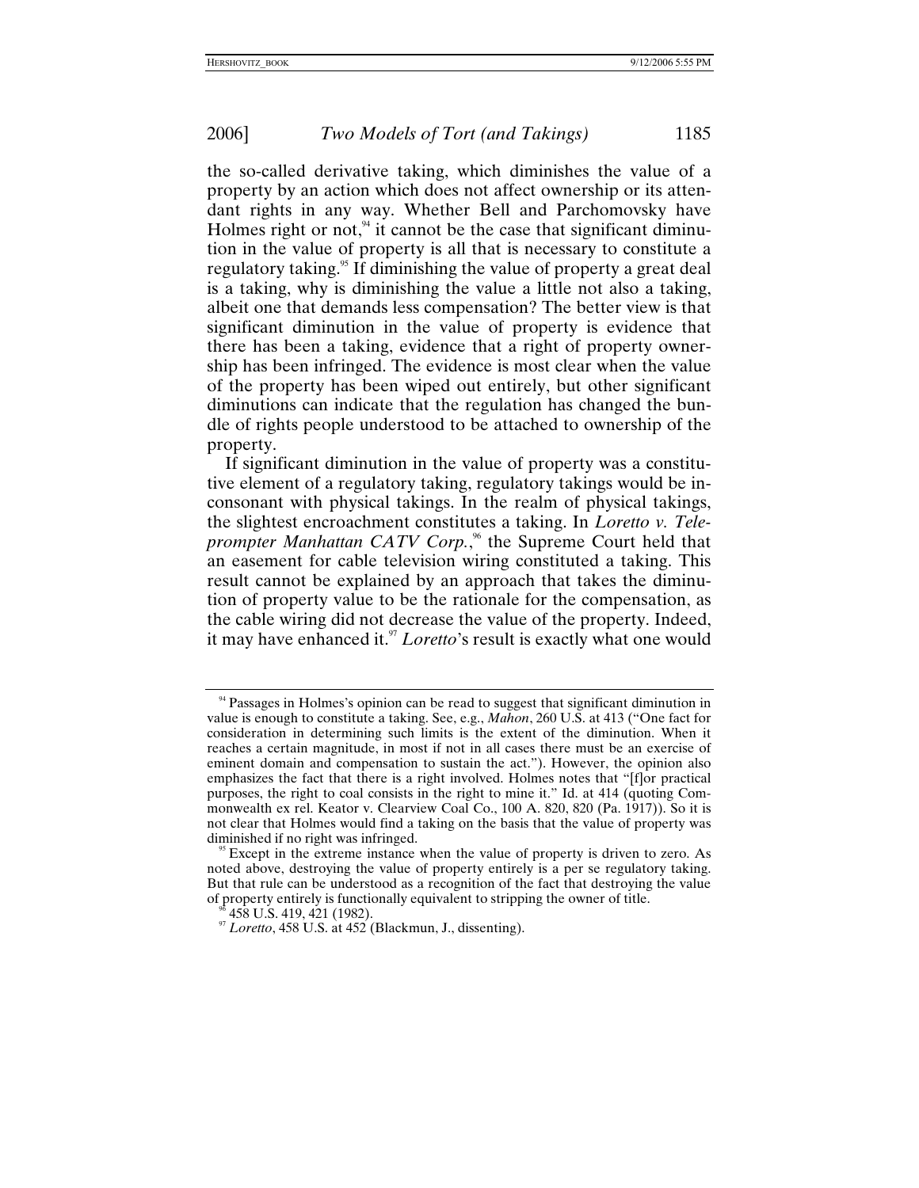the so-called derivative taking, which diminishes the value of a property by an action which does not affect ownership or its attendant rights in any way. Whether Bell and Parchomovsky have Holmes right or not,[94] it cannot be the case that significant diminution in the value of property is all that is necessary to constitute a regulatory taking.[95] If diminishing the value of property a great deal is a taking, why is diminishing the value a little not also a taking, albeit one that demands less compensation? The better view is that significant diminution in the value of property is evidence that there has been a taking, evidence that a right of property ownership has been infringed. The evidence is most clear when the value of the property has been wiped out entirely, but other significant diminutions can indicate that the regulation has changed the bundle of rights people understood to be attached to ownership of the property.

If significant diminution in the value of property was a constitutive element of a regulatory taking, regulatory takings would be inconsonant with physical takings. In the realm of physical takings, the slightest encroachment constitutes a taking. In *Loretto v. Teleprompter Manhattan CATV Corp.*,[96] the Supreme Court held that an easement for cable television wiring constituted a taking. This result cannot be explained by an approach that takes the diminution of property value to be the rationale for the compensation, as the cable wiring did not decrease the value of the property. Indeed, it may have enhanced it.[97] *Loretto*'s result is exactly what one would

---

[94] Passages in Holmes's opinion can be read to suggest that significant diminution in value is enough to constitute a taking. See, e.g., *Mahon*, 260 U.S. at 413 ("One fact for consideration in determining such limits is the extent of the diminution. When it reaches a certain magnitude, in most if not in all cases there must be an exercise of eminent domain and compensation to sustain the act."). However, the opinion also emphasizes the fact that there is a right involved. Holmes notes that "[f]or practical purposes, the right to coal consists in the right to mine it." Id. at 414 (quoting Commonwealth ex rel. Keator v. Clearview Coal Co., 100 A. 820, 820 (Pa. 1917)). So it is not clear that Holmes would find a taking on the basis that the value of property was diminished if no right was infringed.

[95] Except in the extreme instance when the value of property is driven to zero. As noted above, destroying the value of property entirely is a per se regulatory taking. But that rule can be understood as a recognition of the fact that destroying the value of property entirely is functionally equivalent to stripping the owner of title.

[96] 458 U.S. 419, 421 (1982).

[97] *Loretto*, 458 U.S. at 452 (Blackmun, J., dissenting).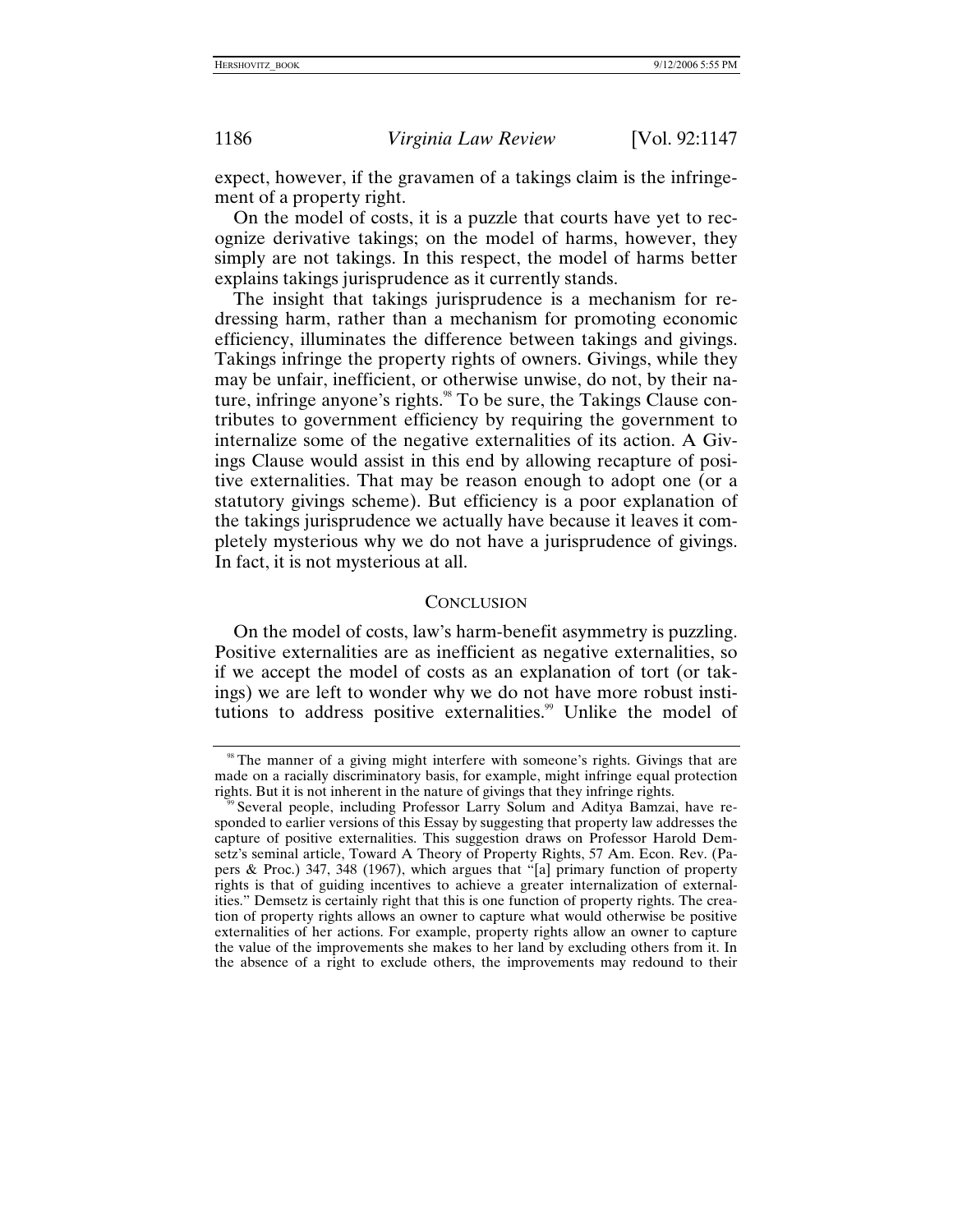expect, however, if the gravamen of a takings claim is the infringement of a property right.

On the model of costs, it is a puzzle that courts have yet to recognize derivative takings; on the model of harms, however, they simply are not takings. In this respect, the model of harms better explains takings jurisprudence as it currently stands.

The insight that takings jurisprudence is a mechanism for redressing harm, rather than a mechanism for promoting economic efficiency, illuminates the difference between takings and givings. Takings infringe the property rights of owners. Givings, while they may be unfair, inefficient, or otherwise unwise, do not, by their nature, infringe anyone's rights.[98] To be sure, the Takings Clause contributes to government efficiency by requiring the government to internalize some of the negative externalities of its action. A Givings Clause would assist in this end by allowing recapture of positive externalities. That may be reason enough to adopt one (or a statutory givings scheme). But efficiency is a poor explanation of the takings jurisprudence we actually have because it leaves it completely mysterious why we do not have a jurisprudence of givings. In fact, it is not mysterious at all.

## CONCLUSION

On the model of costs, law's harm-benefit asymmetry is puzzling. Positive externalities are as inefficient as negative externalities, so if we accept the model of costs as an explanation of tort (or takings) we are left to wonder why we do not have more robust institutions to address positive externalities.[99] Unlike the model of

---

[98] The manner of a giving might interfere with someone's rights. Givings that are made on a racially discriminatory basis, for example, might infringe equal protection rights. But it is not inherent in the nature of givings that they infringe rights.

[99] Several people, including Professor Larry Solum and Aditya Bamzai, have responded to earlier versions of this Essay by suggesting that property law addresses the capture of positive externalities. This suggestion draws on Professor Harold Demsetz's seminal article, Toward A Theory of Property Rights, 57 Am. Econ. Rev. (Papers & Proc.) 347, 348 (1967), which argues that "[a] primary function of property rights is that of guiding incentives to achieve a greater internalization of externalities." Demsetz is certainly right that this is one function of property rights. The creation of property rights allows an owner to capture what would otherwise be positive externalities of her actions. For example, property rights allow an owner to capture the value of the improvements she makes to her land by excluding others from it. In the absence of a right to exclude others, the improvements may redound to their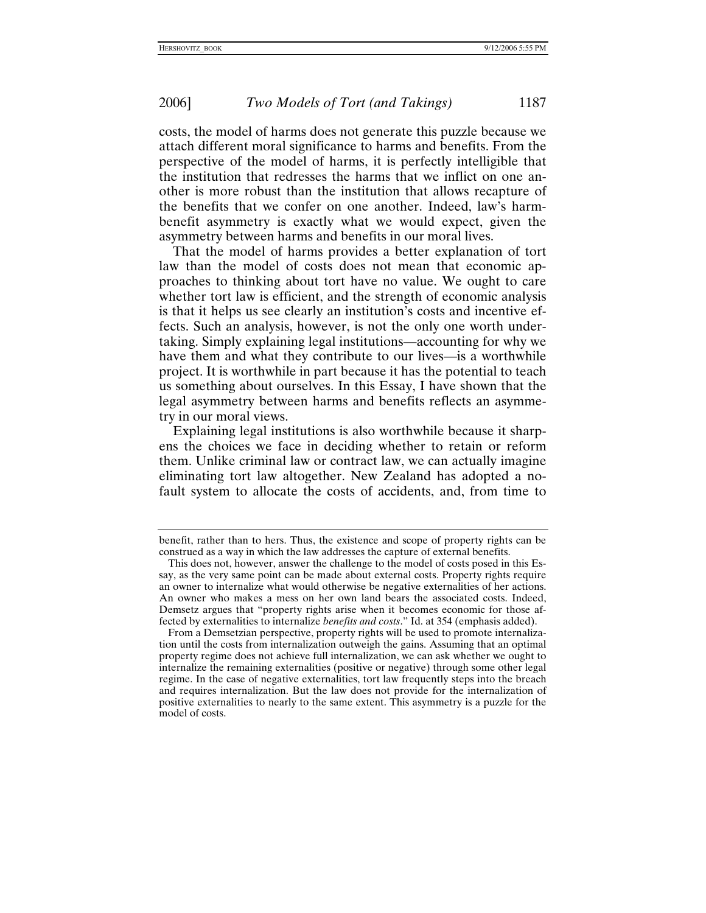costs, the model of harms does not generate this puzzle because we attach different moral significance to harms and benefits. From the perspective of the model of harms, it is perfectly intelligible that the institution that redresses the harms that we inflict on one another is more robust than the institution that allows recapture of the benefits that we confer on one another. Indeed, law's harm-benefit asymmetry is exactly what we would expect, given the asymmetry between harms and benefits in our moral lives.

That the model of harms provides a better explanation of tort law than the model of costs does not mean that economic approaches to thinking about tort have no value. We ought to care whether tort law is efficient, and the strength of economic analysis is that it helps us see clearly an institution's costs and incentive effects. Such an analysis, however, is not the only one worth undertaking. Simply explaining legal institutions—accounting for why we have them and what they contribute to our lives—is a worthwhile project. It is worthwhile in part because it has the potential to teach us something about ourselves. In this Essay, I have shown that the legal asymmetry between harms and benefits reflects an asymmetry in our moral views.

Explaining legal institutions is also worthwhile because it sharpens the choices we face in deciding whether to retain or reform them. Unlike criminal law or contract law, we can actually imagine eliminating tort law altogether. New Zealand has adopted a no-fault system to allocate the costs of accidents, and, from time to

---

benefit, rather than to hers. Thus, the existence and scope of property rights can be construed as a way in which the law addresses the capture of external benefits.

This does not, however, answer the challenge to the model of costs posed in this Essay, as the very same point can be made about external costs. Property rights require an owner to internalize what would otherwise be negative externalities of her actions. An owner who makes a mess on her own land bears the associated costs. Indeed, Demsetz argues that "property rights arise when it becomes economic for those affected by externalities to internalize *benefits and costs*." Id. at 354 (emphasis added).

From a Demsetzian perspective, property rights will be used to promote internalization until the costs from internalization outweigh the gains. Assuming that an optimal property regime does not achieve full internalization, we can ask whether we ought to internalize the remaining externalities (positive or negative) through some other legal regime. In the case of negative externalities, tort law frequently steps into the breach and requires internalization. But the law does not provide for the internalization of positive externalities to nearly to the same extent. This asymmetry is a puzzle for the model of costs.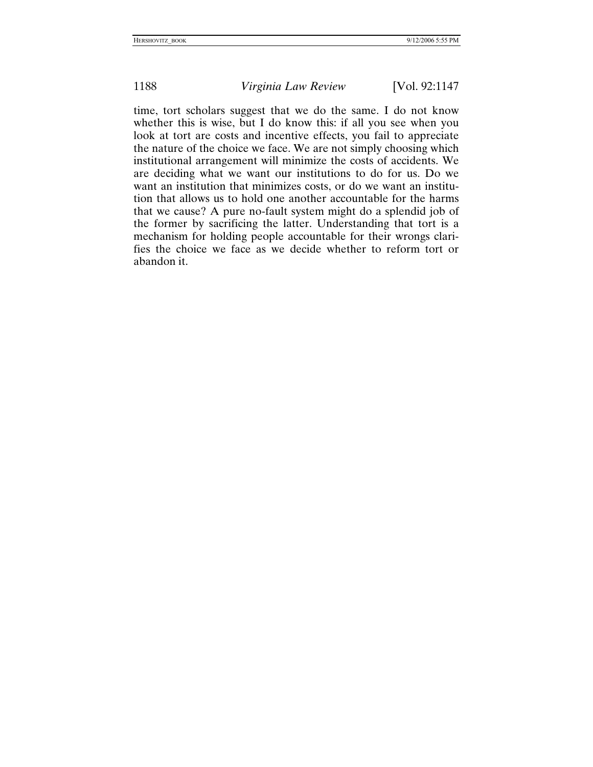time, tort scholars suggest that we do the same. I do not know whether this is wise, but I do know this: if all you see when you look at tort are costs and incentive effects, you fail to appreciate the nature of the choice we face. We are not simply choosing which institutional arrangement will minimize the costs of accidents. We are deciding what we want our institutions to do for us. Do we want an institution that minimizes costs, or do we want an institution that allows us to hold one another accountable for the harms that we cause? A pure no-fault system might do a splendid job of the former by sacrificing the latter. Understanding that tort is a mechanism for holding people accountable for their wrongs clarifies the choice we face as we decide whether to reform tort or abandon it.